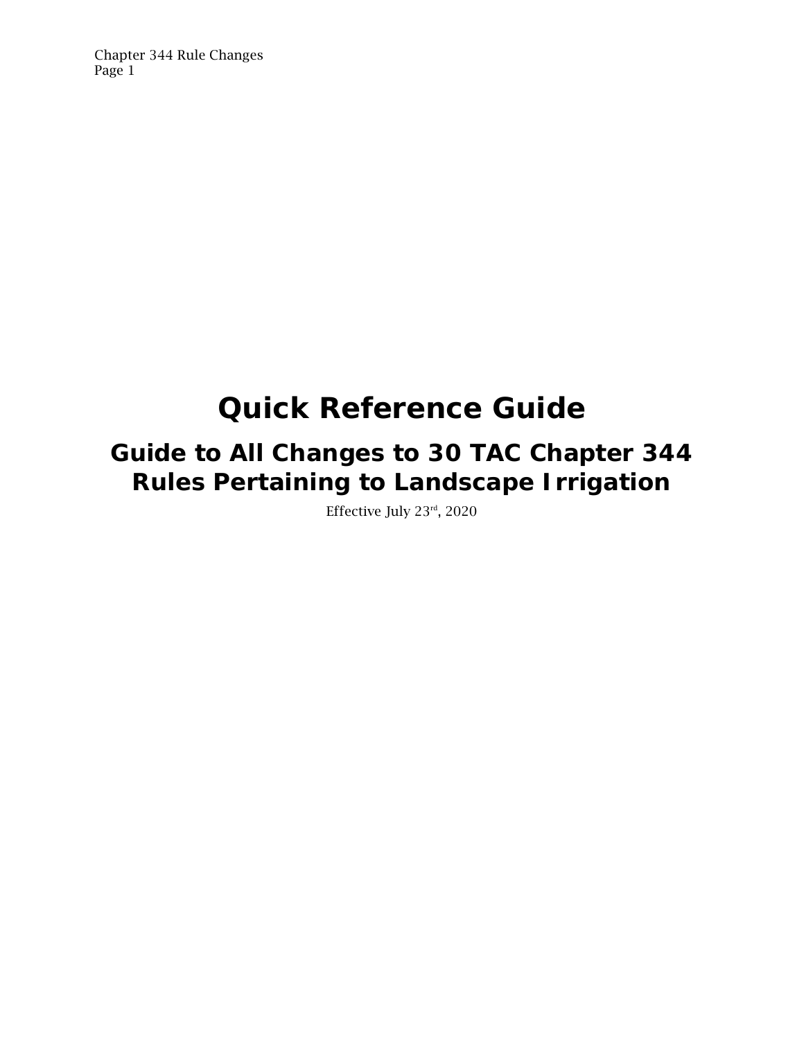# Quick Reference Guide

## Guide to All Changes to 30 TAC Chapter 344 Rules Pertaining to Landscape Irrigation

Effective July 23rd, 2020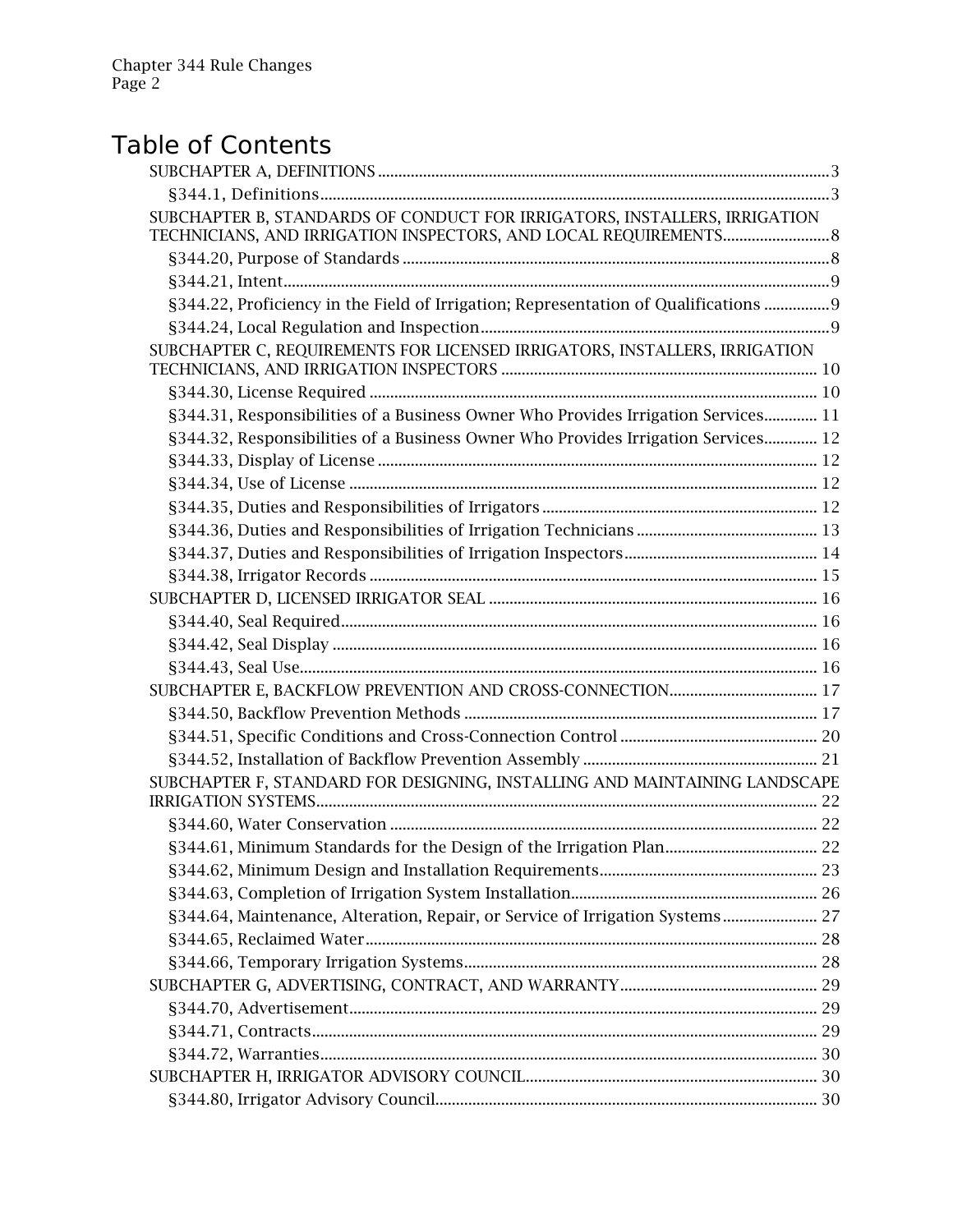# Table of Contents

- SUBCHAPTER A, DEFINITIONS .......... 3
  - §344.1, Definitions .......... 3
- SUBCHAPTER B, STANDARDS OF CONDUCT FOR IRRIGATORS, INSTALLERS, IRRIGATION TECHNICIANS, AND IRRIGATION INSPECTORS, AND LOCAL REQUIREMENTS .......... 8
  - §344.20, Purpose of Standards .......... 8
  - §344.21, Intent .......... 9
  - §344.22, Proficiency in the Field of Irrigation; Representation of Qualifications .......... 9
  - §344.24, Local Regulation and Inspection .......... 9
- SUBCHAPTER C, REQUIREMENTS FOR LICENSED IRRIGATORS, INSTALLERS, IRRIGATION TECHNICIANS, AND IRRIGATION INSPECTORS .......... 10
  - §344.30, License Required .......... 10
  - §344.31, Responsibilities of a Business Owner Who Provides Irrigation Services .......... 11
  - §344.32, Responsibilities of a Business Owner Who Provides Irrigation Services .......... 12
  - §344.33, Display of License .......... 12
  - §344.34, Use of License .......... 12
  - §344.35, Duties and Responsibilities of Irrigators .......... 12
  - §344.36, Duties and Responsibilities of Irrigation Technicians .......... 13
  - §344.37, Duties and Responsibilities of Irrigation Inspectors .......... 14
  - §344.38, Irrigator Records .......... 15
- SUBCHAPTER D, LICENSED IRRIGATOR SEAL .......... 16
  - §344.40, Seal Required .......... 16
  - §344.42, Seal Display .......... 16
  - §344.43, Seal Use .......... 16
- SUBCHAPTER E, BACKFLOW PREVENTION AND CROSS-CONNECTION .......... 17
  - §344.50, Backflow Prevention Methods .......... 17
  - §344.51, Specific Conditions and Cross-Connection Control .......... 20
  - §344.52, Installation of Backflow Prevention Assembly .......... 21
- SUBCHAPTER F, STANDARD FOR DESIGNING, INSTALLING AND MAINTAINING LANDSCAPE IRRIGATION SYSTEMS .......... 22
  - §344.60, Water Conservation .......... 22
  - §344.61, Minimum Standards for the Design of the Irrigation Plan .......... 22
  - §344.62, Minimum Design and Installation Requirements .......... 23
  - §344.63, Completion of Irrigation System Installation .......... 26
  - §344.64, Maintenance, Alteration, Repair, or Service of Irrigation Systems .......... 27
  - §344.65, Reclaimed Water .......... 28
  - §344.66, Temporary Irrigation Systems .......... 28
- SUBCHAPTER G, ADVERTISING, CONTRACT, AND WARRANTY .......... 29
  - §344.70, Advertisement .......... 29
  - §344.71, Contracts .......... 29
  - §344.72, Warranties .......... 30
- SUBCHAPTER H, IRRIGATOR ADVISORY COUNCIL .......... 30
  - §344.80, Irrigator Advisory Council .......... 30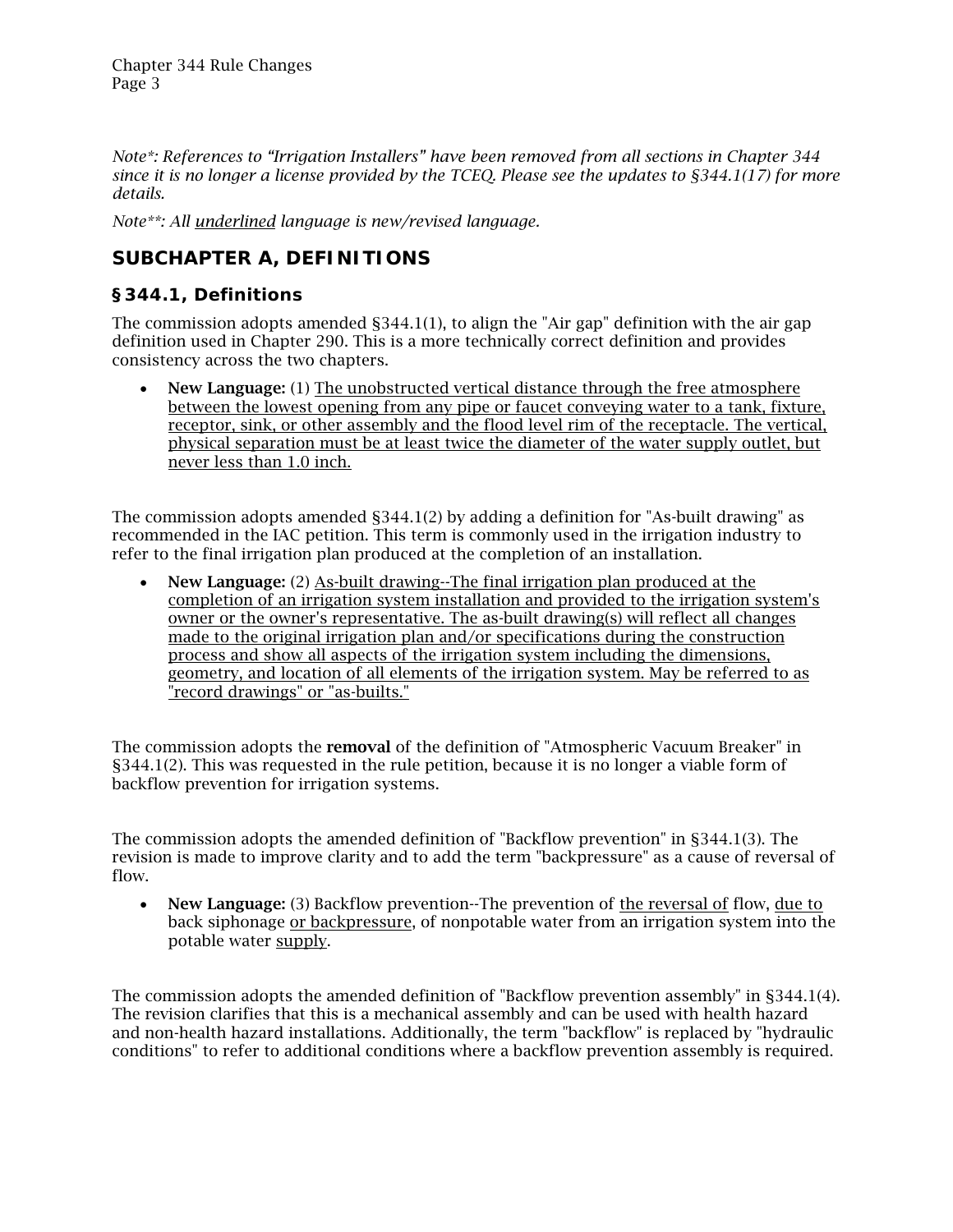*Note\*: References to "Irrigation Installers" have been removed from all sections in Chapter 344 since it is no longer a license provided by the TCEQ. Please see the updates to §344.1(17) for more details.*

*Note\*\*: All <u>underlined</u> language is new/revised language.*

## SUBCHAPTER A, DEFINITIONS

### §344.1, Definitions

The commission adopts amended §344.1(1), to align the "Air gap" definition with the air gap definition used in Chapter 290. This is a more technically correct definition and provides consistency across the two chapters.

- **New Language:** (1) <u>The unobstructed vertical distance through the free atmosphere between the lowest opening from any pipe or faucet conveying water to a tank, fixture, receptor, sink, or other assembly and the flood level rim of the receptacle. The vertical, physical separation must be at least twice the diameter of the water supply outlet, but never less than 1.0 inch.</u>

The commission adopts amended §344.1(2) by adding a definition for "As-built drawing" as recommended in the IAC petition. This term is commonly used in the irrigation industry to refer to the final irrigation plan produced at the completion of an installation.

- **New Language:** (2) <u>As-built drawing--The final irrigation plan produced at the completion of an irrigation system installation and provided to the irrigation system's owner or the owner's representative. The as-built drawing(s) will reflect all changes made to the original irrigation plan and/or specifications during the construction process and show all aspects of the irrigation system including the dimensions, geometry, and location of all elements of the irrigation system. May be referred to as "record drawings" or "as-builts."</u>

The commission adopts the **removal** of the definition of "Atmospheric Vacuum Breaker" in §344.1(2). This was requested in the rule petition, because it is no longer a viable form of backflow prevention for irrigation systems.

The commission adopts the amended definition of "Backflow prevention" in §344.1(3). The revision is made to improve clarity and to add the term "backpressure" as a cause of reversal of flow.

- **New Language:** (3) Backflow prevention--The prevention of <u>the reversal of</u> flow, <u>due to</u> back siphonage <u>or backpressure</u>, of nonpotable water from an irrigation system into the potable water <u>supply</u>.

The commission adopts the amended definition of "Backflow prevention assembly" in §344.1(4). The revision clarifies that this is a mechanical assembly and can be used with health hazard and non-health hazard installations. Additionally, the term "backflow" is replaced by "hydraulic conditions" to refer to additional conditions where a backflow prevention assembly is required.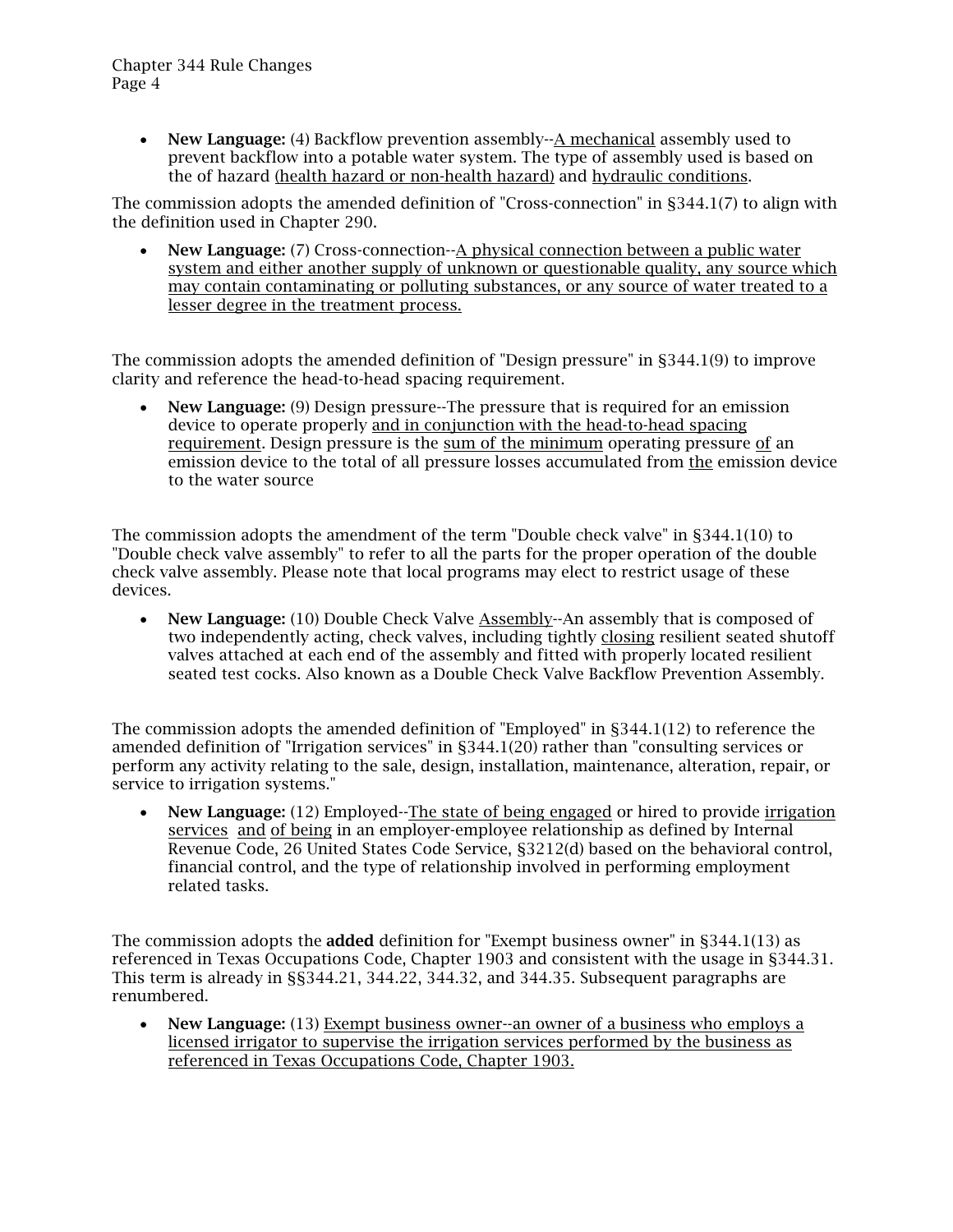- **New Language:** (4) Backflow prevention assembly--<u>A mechanical</u> assembly used to prevent backflow into a potable water system. The type of assembly used is based on the of hazard <u>(health hazard or non-health hazard)</u> and <u>hydraulic conditions</u>.

The commission adopts the amended definition of "Cross-connection" in §344.1(7) to align with the definition used in Chapter 290.

- **New Language:** (7) Cross-connection--<u>A physical connection between a public water system and either another supply of unknown or questionable quality, any source which may contain contaminating or polluting substances, or any source of water treated to a lesser degree in the treatment process.</u>

The commission adopts the amended definition of "Design pressure" in §344.1(9) to improve clarity and reference the head-to-head spacing requirement.

- **New Language:** (9) Design pressure--The pressure that is required for an emission device to operate properly <u>and in conjunction with the head-to-head spacing requirement</u>. Design pressure is the <u>sum of the minimum</u> operating pressure <u>of</u> an emission device to the total of all pressure losses accumulated from <u>the</u> emission device to the water source

The commission adopts the amendment of the term "Double check valve" in §344.1(10) to "Double check valve assembly" to refer to all the parts for the proper operation of the double check valve assembly. Please note that local programs may elect to restrict usage of these devices.

- **New Language:** (10) Double Check Valve <u>Assembly</u>--An assembly that is composed of two independently acting, check valves, including tightly <u>closing</u> resilient seated shutoff valves attached at each end of the assembly and fitted with properly located resilient seated test cocks. Also known as a Double Check Valve Backflow Prevention Assembly.

The commission adopts the amended definition of "Employed" in §344.1(12) to reference the amended definition of "Irrigation services" in §344.1(20) rather than "consulting services or perform any activity relating to the sale, design, installation, maintenance, alteration, repair, or service to irrigation systems."

- **New Language:** (12) Employed--<u>The state of being engaged</u> or hired to provide <u>irrigation services</u> <u>and</u> <u>of being</u> in an employer-employee relationship as defined by Internal Revenue Code, 26 United States Code Service, §3212(d) based on the behavioral control, financial control, and the type of relationship involved in performing employment related tasks.

The commission adopts the **added** definition for "Exempt business owner" in §344.1(13) as referenced in Texas Occupations Code, Chapter 1903 and consistent with the usage in §344.31. This term is already in §§344.21, 344.22, 344.32, and 344.35. Subsequent paragraphs are renumbered.

- **New Language:** (13) <u>Exempt business owner--an owner of a business who employs a licensed irrigator to supervise the irrigation services performed by the business as referenced in Texas Occupations Code, Chapter 1903.</u>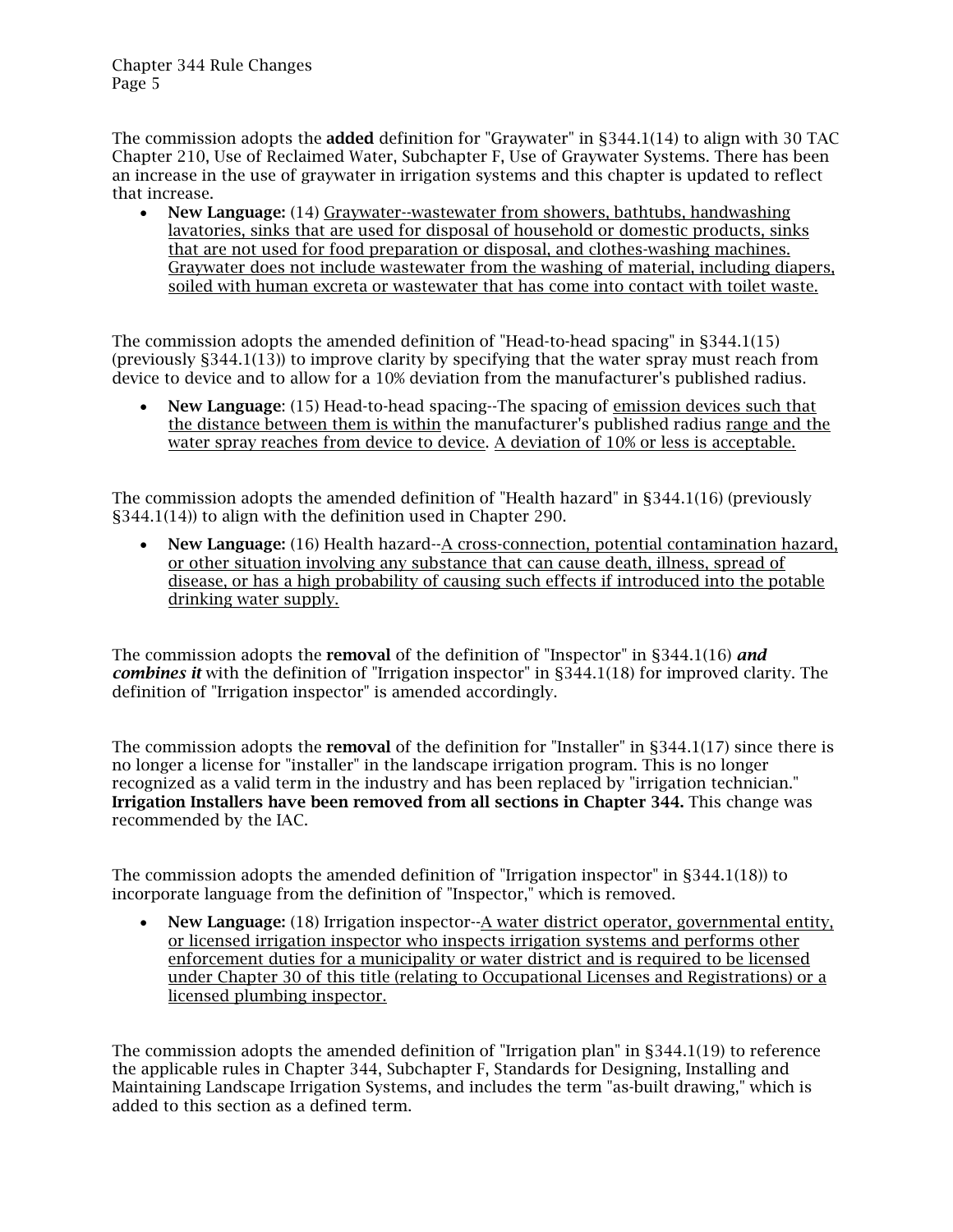The commission adopts the **added** definition for "Graywater" in §344.1(14) to align with 30 TAC Chapter 210, Use of Reclaimed Water, Subchapter F, Use of Graywater Systems. There has been an increase in the use of graywater in irrigation systems and this chapter is updated to reflect that increase.

- **New Language:** (14) <u>Graywater--wastewater from showers, bathtubs, handwashing lavatories, sinks that are used for disposal of household or domestic products, sinks that are not used for food preparation or disposal, and clothes-washing machines. Graywater does not include wastewater from the washing of material, including diapers, soiled with human excreta or wastewater that has come into contact with toilet waste.</u>

The commission adopts the amended definition of "Head-to-head spacing" in §344.1(15) (previously §344.1(13)) to improve clarity by specifying that the water spray must reach from device to device and to allow for a 10% deviation from the manufacturer's published radius.

- **New Language**: (15) Head-to-head spacing--The spacing of <u>emission devices such that the distance between them is within</u> the manufacturer's published radius <u>range and the water spray reaches from device to device</u>. <u>A deviation of 10% or less is acceptable.</u>

The commission adopts the amended definition of "Health hazard" in §344.1(16) (previously §344.1(14)) to align with the definition used in Chapter 290.

- **New Language:** (16) Health hazard--<u>A cross-connection, potential contamination hazard, or other situation involving any substance that can cause death, illness, spread of disease, or has a high probability of causing such effects if introduced into the potable drinking water supply.</u>

The commission adopts the **removal** of the definition of "Inspector" in §344.1(16) ***and combines it*** with the definition of "Irrigation inspector" in §344.1(18) for improved clarity. The definition of "Irrigation inspector" is amended accordingly.

The commission adopts the **removal** of the definition for "Installer" in §344.1(17) since there is no longer a license for "installer" in the landscape irrigation program. This is no longer recognized as a valid term in the industry and has been replaced by "irrigation technician." **Irrigation Installers have been removed from all sections in Chapter 344.** This change was recommended by the IAC.

The commission adopts the amended definition of "Irrigation inspector" in §344.1(18)) to incorporate language from the definition of "Inspector," which is removed.

- **New Language:** (18) Irrigation inspector--<u>A water district operator, governmental entity, or licensed irrigation inspector who inspects irrigation systems and performs other enforcement duties for a municipality or water district and is required to be licensed under Chapter 30 of this title (relating to Occupational Licenses and Registrations) or a licensed plumbing inspector.</u>

The commission adopts the amended definition of "Irrigation plan" in §344.1(19) to reference the applicable rules in Chapter 344, Subchapter F, Standards for Designing, Installing and Maintaining Landscape Irrigation Systems, and includes the term "as-built drawing," which is added to this section as a defined term.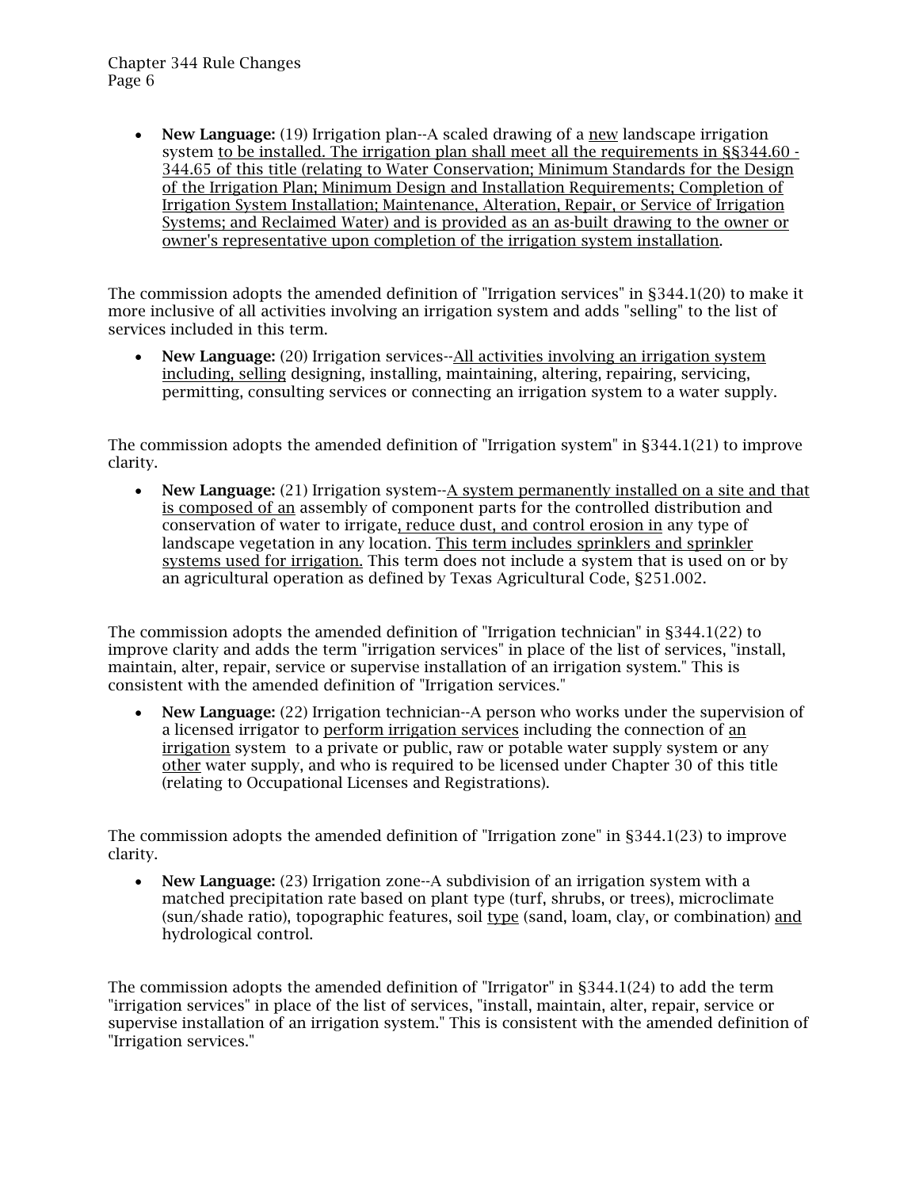- **New Language:** (19) Irrigation plan--A scaled drawing of a <u>new</u> landscape irrigation system <u>to be installed. The irrigation plan shall meet all the requirements in §§344.60 - 344.65 of this title (relating to Water Conservation; Minimum Standards for the Design of the Irrigation Plan; Minimum Design and Installation Requirements; Completion of Irrigation System Installation; Maintenance, Alteration, Repair, or Service of Irrigation Systems; and Reclaimed Water) and is provided as an as-built drawing to the owner or owner's representative upon completion of the irrigation system installation</u>.

The commission adopts the amended definition of "Irrigation services" in §344.1(20) to make it more inclusive of all activities involving an irrigation system and adds "selling" to the list of services included in this term.

- **New Language:** (20) Irrigation services--<u>All activities involving an irrigation system including, selling</u> designing, installing, maintaining, altering, repairing, servicing, permitting, consulting services or connecting an irrigation system to a water supply.

The commission adopts the amended definition of "Irrigation system" in §344.1(21) to improve clarity.

- **New Language:** (21) Irrigation system--<u>A system permanently installed on a site and that is composed of an</u> assembly of component parts for the controlled distribution and conservation of water to irrigate<u>, reduce dust, and control erosion in</u> any type of landscape vegetation in any location. <u>This term includes sprinklers and sprinkler systems used for irrigation.</u> This term does not include a system that is used on or by an agricultural operation as defined by Texas Agricultural Code, §251.002.

The commission adopts the amended definition of "Irrigation technician" in §344.1(22) to improve clarity and adds the term "irrigation services" in place of the list of services, "install, maintain, alter, repair, service or supervise installation of an irrigation system." This is consistent with the amended definition of "Irrigation services."

- **New Language:** (22) Irrigation technician--A person who works under the supervision of a licensed irrigator to <u>perform irrigation services</u> including the connection of <u>an irrigation</u> system to a private or public, raw or potable water supply system or any <u>other</u> water supply, and who is required to be licensed under Chapter 30 of this title (relating to Occupational Licenses and Registrations).

The commission adopts the amended definition of "Irrigation zone" in §344.1(23) to improve clarity.

- **New Language:** (23) Irrigation zone--A subdivision of an irrigation system with a matched precipitation rate based on plant type (turf, shrubs, or trees), microclimate (sun/shade ratio), topographic features, soil <u>type</u> (sand, loam, clay, or combination) <u>and</u> hydrological control.

The commission adopts the amended definition of "Irrigator" in §344.1(24) to add the term "irrigation services" in place of the list of services, "install, maintain, alter, repair, service or supervise installation of an irrigation system." This is consistent with the amended definition of "Irrigation services."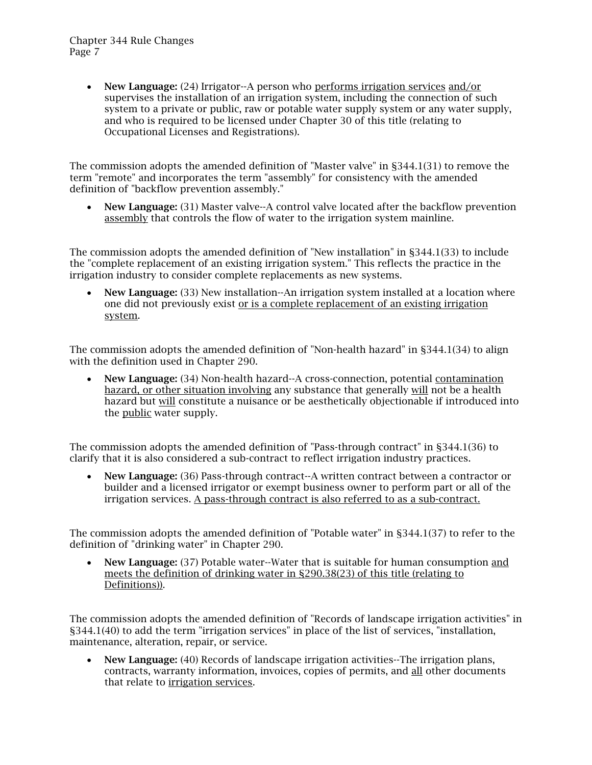- **New Language:** (24) Irrigator--A person who performs irrigation services and/or supervises the installation of an irrigation system, including the connection of such system to a private or public, raw or potable water supply system or any water supply, and who is required to be licensed under Chapter 30 of this title (relating to Occupational Licenses and Registrations).

The commission adopts the amended definition of "Master valve" in §344.1(31) to remove the term "remote" and incorporates the term "assembly" for consistency with the amended definition of "backflow prevention assembly."

- **New Language:** (31) Master valve--A control valve located after the backflow prevention assembly that controls the flow of water to the irrigation system mainline.

The commission adopts the amended definition of "New installation" in §344.1(33) to include the "complete replacement of an existing irrigation system." This reflects the practice in the irrigation industry to consider complete replacements as new systems.

- **New Language:** (33) New installation--An irrigation system installed at a location where one did not previously exist or is a complete replacement of an existing irrigation system.

The commission adopts the amended definition of "Non-health hazard" in §344.1(34) to align with the definition used in Chapter 290.

- **New Language:** (34) Non-health hazard--A cross-connection, potential contamination hazard, or other situation involving any substance that generally will not be a health hazard but will constitute a nuisance or be aesthetically objectionable if introduced into the public water supply.

The commission adopts the amended definition of "Pass-through contract" in §344.1(36) to clarify that it is also considered a sub-contract to reflect irrigation industry practices.

- **New Language:** (36) Pass-through contract--A written contract between a contractor or builder and a licensed irrigator or exempt business owner to perform part or all of the irrigation services. A pass-through contract is also referred to as a sub-contract.

The commission adopts the amended definition of "Potable water" in §344.1(37) to refer to the definition of "drinking water" in Chapter 290.

- **New Language:** (37) Potable water--Water that is suitable for human consumption and meets the definition of drinking water in §290.38(23) of this title (relating to Definitions)).

The commission adopts the amended definition of "Records of landscape irrigation activities" in §344.1(40) to add the term "irrigation services" in place of the list of services, "installation, maintenance, alteration, repair, or service.

- **New Language:** (40) Records of landscape irrigation activities--The irrigation plans, contracts, warranty information, invoices, copies of permits, and all other documents that relate to irrigation services.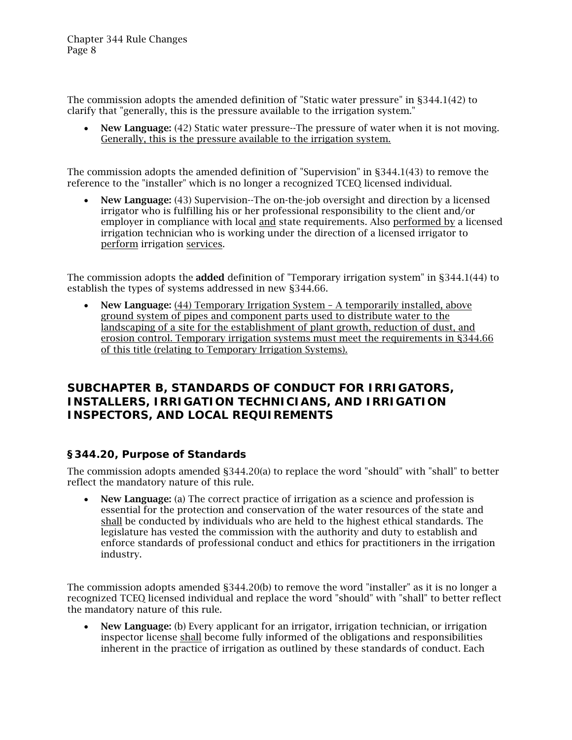The commission adopts the amended definition of "Static water pressure" in §344.1(42) to clarify that "generally, this is the pressure available to the irrigation system."

- **New Language:** (42) Static water pressure--The pressure of water when it is not moving. <u>Generally, this is the pressure available to the irrigation system.</u>

The commission adopts the amended definition of "Supervision" in §344.1(43) to remove the reference to the "installer" which is no longer a recognized TCEQ licensed individual.

- **New Language:** (43) Supervision--The on-the-job oversight and direction by a licensed irrigator who is fulfilling his or her professional responsibility to the client and/or employer in compliance with local <u>and</u> state requirements. Also <u>performed by</u> a licensed irrigation technician who is working under the direction of a licensed irrigator to <u>perform</u> irrigation <u>services</u>.

The commission adopts the **added** definition of "Temporary irrigation system" in §344.1(44) to establish the types of systems addressed in new §344.66.

- **New Language:** <u>(44) Temporary Irrigation System – A temporarily installed, above ground system of pipes and component parts used to distribute water to the landscaping of a site for the establishment of plant growth, reduction of dust, and erosion control. Temporary irrigation systems must meet the requirements in §344.66 of this title (relating to Temporary Irrigation Systems).</u>

## SUBCHAPTER B, STANDARDS OF CONDUCT FOR IRRIGATORS, INSTALLERS, IRRIGATION TECHNICIANS, AND IRRIGATION INSPECTORS, AND LOCAL REQUIREMENTS

### §344.20, Purpose of Standards

The commission adopts amended §344.20(a) to replace the word "should" with "shall" to better reflect the mandatory nature of this rule.

- **New Language:** (a) The correct practice of irrigation as a science and profession is essential for the protection and conservation of the water resources of the state and <u>shall</u> be conducted by individuals who are held to the highest ethical standards. The legislature has vested the commission with the authority and duty to establish and enforce standards of professional conduct and ethics for practitioners in the irrigation industry.

The commission adopts amended §344.20(b) to remove the word "installer" as it is no longer a recognized TCEQ licensed individual and replace the word "should" with "shall" to better reflect the mandatory nature of this rule.

- **New Language:** (b) Every applicant for an irrigator, irrigation technician, or irrigation inspector license <u>shall</u> become fully informed of the obligations and responsibilities inherent in the practice of irrigation as outlined by these standards of conduct. Each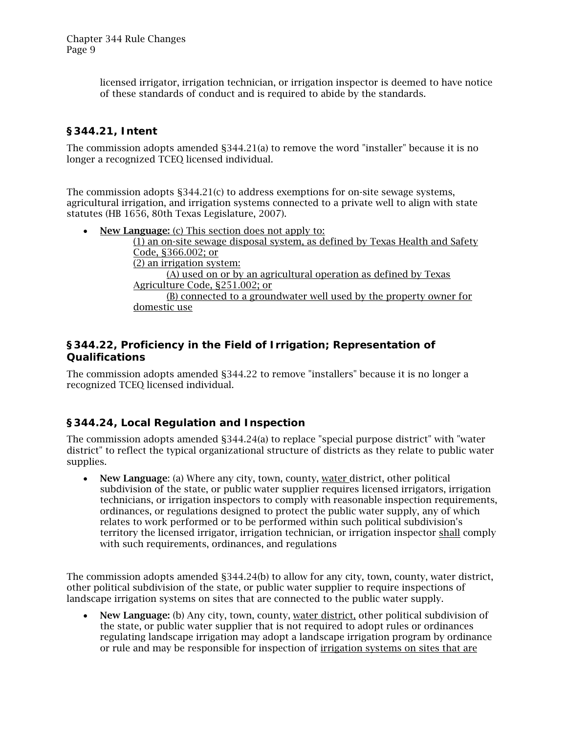licensed irrigator, irrigation technician, or irrigation inspector is deemed to have notice of these standards of conduct and is required to abide by the standards.

### §344.21, Intent

The commission adopts amended §344.21(a) to remove the word "installer" because it is no longer a recognized TCEQ licensed individual.

The commission adopts §344.21(c) to address exemptions for on-site sewage systems, agricultural irrigation, and irrigation systems connected to a private well to align with state statutes (HB 1656, 80th Texas Legislature, 2007).

- **New Language:** <u>(c) This section does not apply to:</u>
  <u>(1) an on-site sewage disposal system, as defined by Texas Health and Safety Code, §366.002; or</u>
  <u>(2) an irrigation system:</u>
  <u>(A) used on or by an agricultural operation as defined by Texas Agriculture Code, §251.002; or</u>
  <u>(B) connected to a groundwater well used by the property owner for domestic use</u>

### §344.22, Proficiency in the Field of Irrigation; Representation of Qualifications

The commission adopts amended §344.22 to remove "installers" because it is no longer a recognized TCEQ licensed individual.

### §344.24, Local Regulation and Inspection

The commission adopts amended §344.24(a) to replace "special purpose district" with "water district" to reflect the typical organizational structure of districts as they relate to public water supplies.

- **New Language**: (a) Where any city, town, county, <u>water</u> district, other political subdivision of the state, or public water supplier requires licensed irrigators, irrigation technicians, or irrigation inspectors to comply with reasonable inspection requirements, ordinances, or regulations designed to protect the public water supply, any of which relates to work performed or to be performed within such political subdivision's territory the licensed irrigator, irrigation technician, or irrigation inspector <u>shall</u> comply with such requirements, ordinances, and regulations

The commission adopts amended §344.24(b) to allow for any city, town, county, water district, other political subdivision of the state, or public water supplier to require inspections of landscape irrigation systems on sites that are connected to the public water supply.

- **New Language:** (b) Any city, town, county, <u>water district,</u> other political subdivision of the state, or public water supplier that is not required to adopt rules or ordinances regulating landscape irrigation may adopt a landscape irrigation program by ordinance or rule and may be responsible for inspection of <u>irrigation systems on sites that are</u>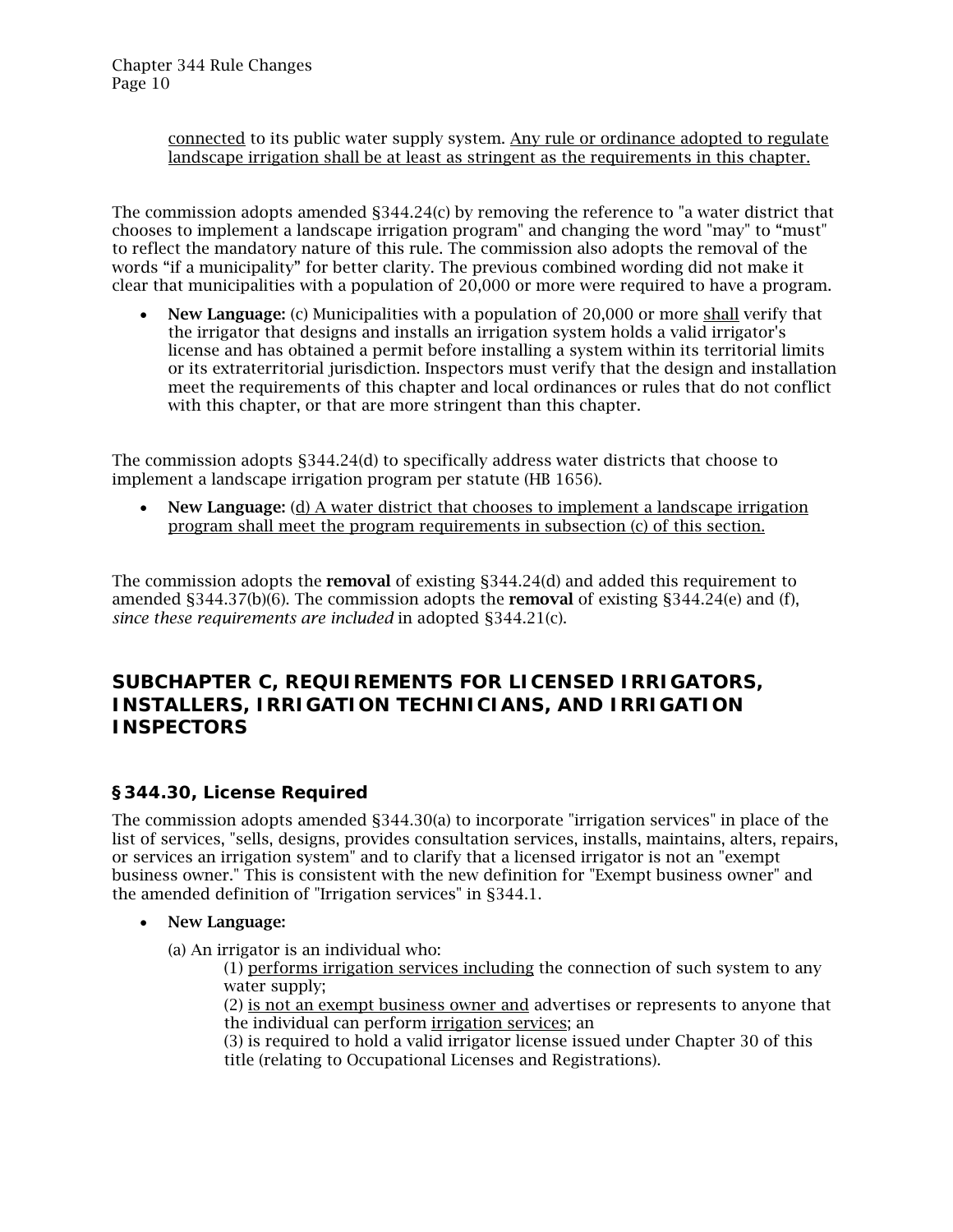connected to its public water supply system. <u>Any rule or ordinance adopted to regulate landscape irrigation shall be at least as stringent as the requirements in this chapter.</u>

The commission adopts amended §344.24(c) by removing the reference to "a water district that chooses to implement a landscape irrigation program" and changing the word "may" to "must" to reflect the mandatory nature of this rule. The commission also adopts the removal of the words "if a municipality" for better clarity. The previous combined wording did not make it clear that municipalities with a population of 20,000 or more were required to have a program.

- **New Language:** (c) Municipalities with a population of 20,000 or more <u>shall</u> verify that the irrigator that designs and installs an irrigation system holds a valid irrigator's license and has obtained a permit before installing a system within its territorial limits or its extraterritorial jurisdiction. Inspectors must verify that the design and installation meet the requirements of this chapter and local ordinances or rules that do not conflict with this chapter, or that are more stringent than this chapter.

The commission adopts §344.24(d) to specifically address water districts that choose to implement a landscape irrigation program per statute (HB 1656).

- **New Language:** <u>(d) A water district that chooses to implement a landscape irrigation program shall meet the program requirements in subsection (c) of this section.</u>

The commission adopts the **removal** of existing §344.24(d) and added this requirement to amended §344.37(b)(6). The commission adopts the **removal** of existing §344.24(e) and (f), *since these requirements are included* in adopted §344.21(c).

## SUBCHAPTER C, REQUIREMENTS FOR LICENSED IRRIGATORS, INSTALLERS, IRRIGATION TECHNICIANS, AND IRRIGATION INSPECTORS

### §344.30, License Required

The commission adopts amended §344.30(a) to incorporate "irrigation services" in place of the list of services, "sells, designs, provides consultation services, installs, maintains, alters, repairs, or services an irrigation system" and to clarify that a licensed irrigator is not an "exempt business owner." This is consistent with the new definition for "Exempt business owner" and the amended definition of "Irrigation services" in §344.1.

- **New Language:**

  (a) An irrigator is an individual who:

  (1) <u>performs irrigation services including</u> the connection of such system to any water supply;

  (2) <u>is not an exempt business owner and</u> advertises or represents to anyone that the individual can perform <u>irrigation services</u>; an

  (3) is required to hold a valid irrigator license issued under Chapter 30 of this title (relating to Occupational Licenses and Registrations).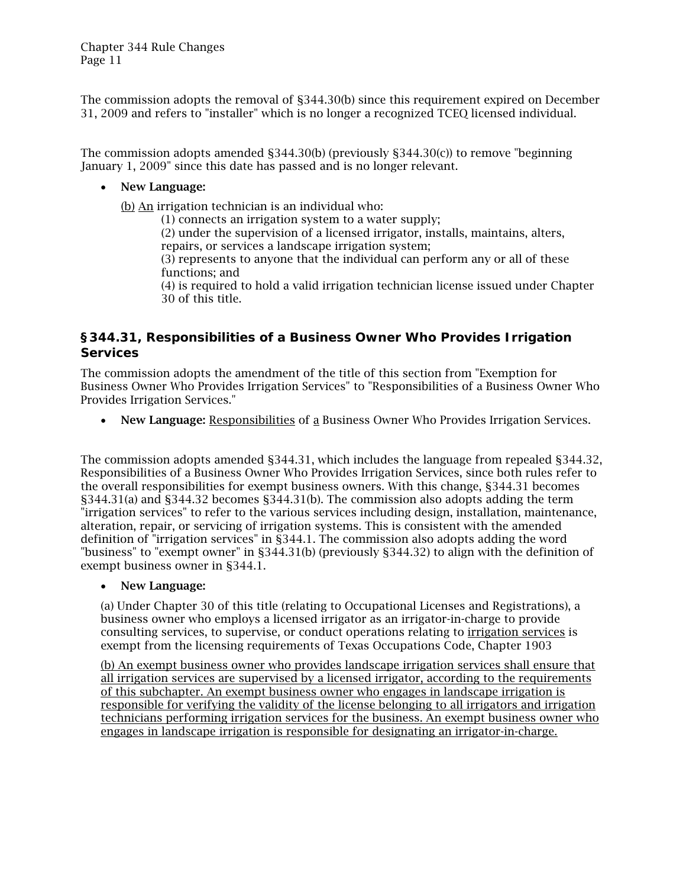The commission adopts the removal of §344.30(b) since this requirement expired on December 31, 2009 and refers to "installer" which is no longer a recognized TCEQ licensed individual.

The commission adopts amended §344.30(b) (previously §344.30(c)) to remove "beginning January 1, 2009" since this date has passed and is no longer relevant.

- **New Language:**

  <u>(b)</u> <u>An</u> irrigation technician is an individual who:

  (1) connects an irrigation system to a water supply;

  (2) under the supervision of a licensed irrigator, installs, maintains, alters, repairs, or services a landscape irrigation system;

  (3) represents to anyone that the individual can perform any or all of these functions; and

  (4) is required to hold a valid irrigation technician license issued under Chapter 30 of this title.

### §344.31, Responsibilities of a Business Owner Who Provides Irrigation Services

The commission adopts the amendment of the title of this section from "Exemption for Business Owner Who Provides Irrigation Services" to "Responsibilities of a Business Owner Who Provides Irrigation Services."

- **New Language:** <u>Responsibilities</u> of <u>a</u> Business Owner Who Provides Irrigation Services.

The commission adopts amended §344.31, which includes the language from repealed §344.32, Responsibilities of a Business Owner Who Provides Irrigation Services, since both rules refer to the overall responsibilities for exempt business owners. With this change, §344.31 becomes §344.31(a) and §344.32 becomes §344.31(b). The commission also adopts adding the term "irrigation services" to refer to the various services including design, installation, maintenance, alteration, repair, or servicing of irrigation systems. This is consistent with the amended definition of "irrigation services" in §344.1. The commission also adopts adding the word "business" to "exempt owner" in §344.31(b) (previously §344.32) to align with the definition of exempt business owner in §344.1.

- **New Language:**

  (a) Under Chapter 30 of this title (relating to Occupational Licenses and Registrations), a business owner who employs a licensed irrigator as an irrigator-in-charge to provide consulting services, to supervise, or conduct operations relating to <u>irrigation services</u> is exempt from the licensing requirements of Texas Occupations Code, Chapter 1903

  <u>(b) An exempt business owner who provides landscape irrigation services shall ensure that all irrigation services are supervised by a licensed irrigator, according to the requirements of this subchapter. An exempt business owner who engages in landscape irrigation is responsible for verifying the validity of the license belonging to all irrigators and irrigation technicians performing irrigation services for the business. An exempt business owner who engages in landscape irrigation is responsible for designating an irrigator-in-charge.</u>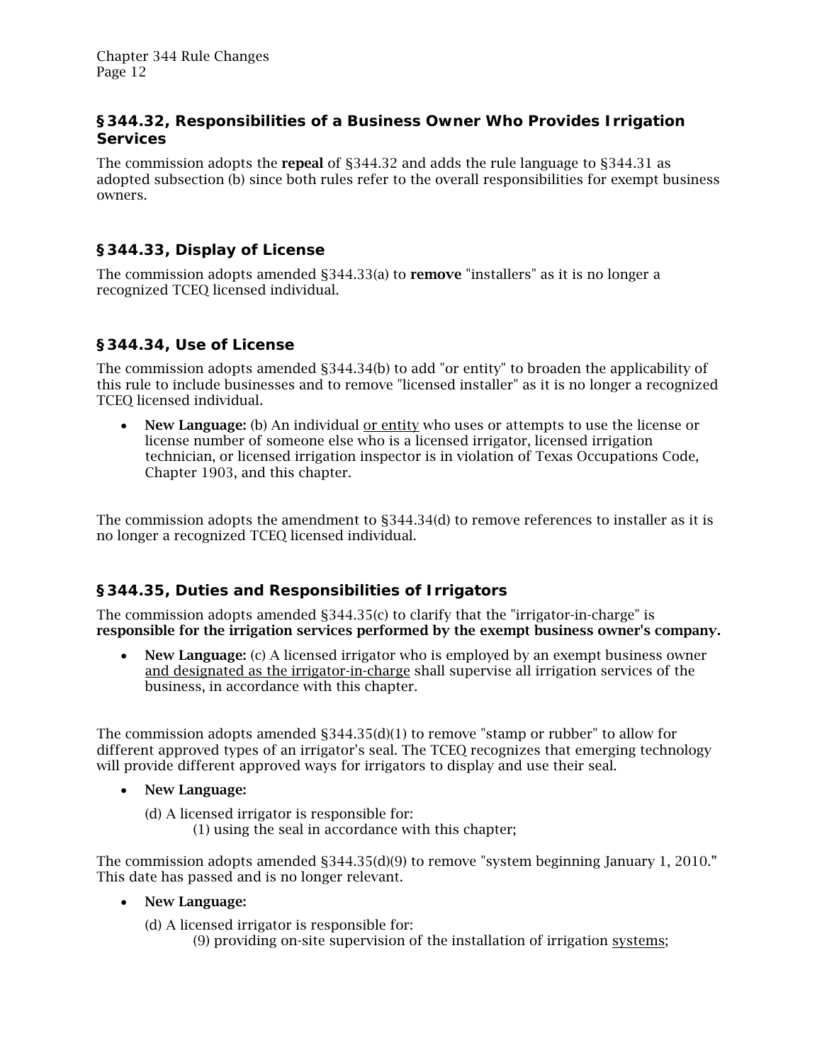### §344.32, Responsibilities of a Business Owner Who Provides Irrigation Services

The commission adopts the **repeal** of §344.32 and adds the rule language to §344.31 as adopted subsection (b) since both rules refer to the overall responsibilities for exempt business owners.

### §344.33, Display of License

The commission adopts amended §344.33(a) to **remove** "installers" as it is no longer a recognized TCEQ licensed individual.

### §344.34, Use of License

The commission adopts amended §344.34(b) to add "or entity" to broaden the applicability of this rule to include businesses and to remove "licensed installer" as it is no longer a recognized TCEQ licensed individual.

- **New Language:** (b) An individual <u>or entity</u> who uses or attempts to use the license or license number of someone else who is a licensed irrigator, licensed irrigation technician, or licensed irrigation inspector is in violation of Texas Occupations Code, Chapter 1903, and this chapter.

The commission adopts the amendment to §344.34(d) to remove references to installer as it is no longer a recognized TCEQ licensed individual.

### §344.35, Duties and Responsibilities of Irrigators

The commission adopts amended §344.35(c) to clarify that the "irrigator-in-charge" is **responsible for the irrigation services performed by the exempt business owner's company.**

- **New Language:** (c) A licensed irrigator who is employed by an exempt business owner <u>and designated as the irrigator-in-charge</u> shall supervise all irrigation services of the business, in accordance with this chapter.

The commission adopts amended §344.35(d)(1) to remove "stamp or rubber" to allow for different approved types of an irrigator's seal. The TCEQ recognizes that emerging technology will provide different approved ways for irrigators to display and use their seal.

- **New Language:**

  (d) A licensed irrigator is responsible for:
  
  (1) using the seal in accordance with this chapter;

The commission adopts amended §344.35(d)(9) to remove "system beginning January 1, 2010." This date has passed and is no longer relevant.

- **New Language:**

  (d) A licensed irrigator is responsible for:
  
  (9) providing on-site supervision of the installation of irrigation <u>systems</u>;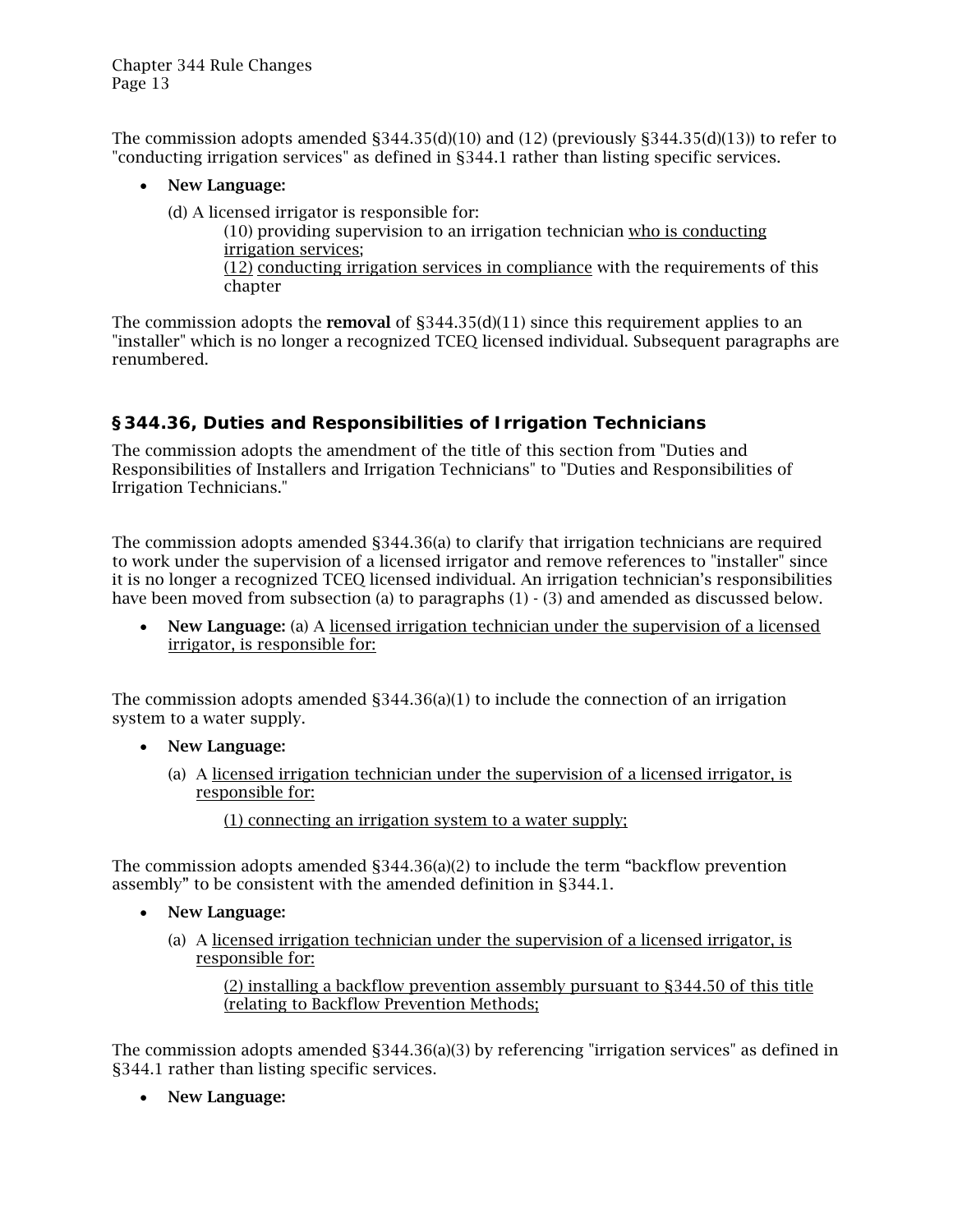The commission adopts amended §344.35(d)(10) and (12) (previously §344.35(d)(13)) to refer to "conducting irrigation services" as defined in §344.1 rather than listing specific services.

- **New Language:**

  (d) A licensed irrigator is responsible for:

  (10) providing supervision to an irrigation technician <u>who is conducting irrigation services</u>;

  <u>(12)</u> <u>conducting irrigation services in compliance</u> with the requirements of this chapter

The commission adopts the **removal** of §344.35(d)(11) since this requirement applies to an "installer" which is no longer a recognized TCEQ licensed individual. Subsequent paragraphs are renumbered.

## §344.36, Duties and Responsibilities of Irrigation Technicians

The commission adopts the amendment of the title of this section from "Duties and Responsibilities of Installers and Irrigation Technicians" to "Duties and Responsibilities of Irrigation Technicians."

The commission adopts amended §344.36(a) to clarify that irrigation technicians are required to work under the supervision of a licensed irrigator and remove references to "installer" since it is no longer a recognized TCEQ licensed individual. An irrigation technician's responsibilities have been moved from subsection (a) to paragraphs (1) - (3) and amended as discussed below.

- **New Language:** (a) A <u>licensed irrigation technician under the supervision of a licensed irrigator, is responsible for:</u>

The commission adopts amended §344.36(a)(1) to include the connection of an irrigation system to a water supply.

- **New Language:**

  (a) A <u>licensed irrigation technician under the supervision of a licensed irrigator, is responsible for:</u>

  <u>(1) connecting an irrigation system to a water supply;</u>

The commission adopts amended §344.36(a)(2) to include the term "backflow prevention assembly" to be consistent with the amended definition in §344.1.

- **New Language:**

  (a) A <u>licensed irrigation technician under the supervision of a licensed irrigator, is responsible for:</u>

  <u>(2) installing a backflow prevention assembly pursuant to §344.50 of this title (relating to Backflow Prevention Methods;</u>

The commission adopts amended §344.36(a)(3) by referencing "irrigation services" as defined in §344.1 rather than listing specific services.

- **New Language:**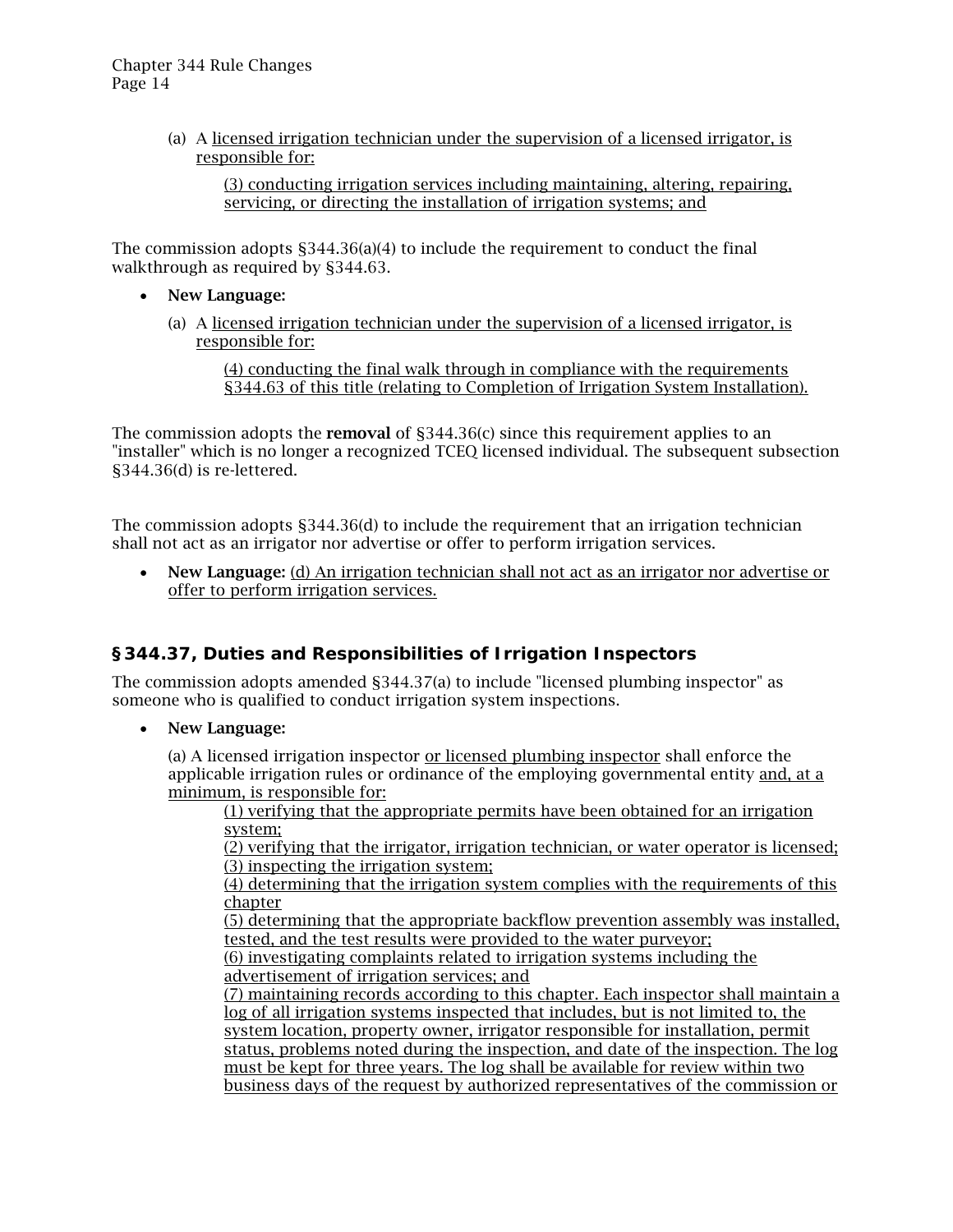(a) A licensed irrigation technician under the supervision of a licensed irrigator, is responsible for:

(3) conducting irrigation services including maintaining, altering, repairing, servicing, or directing the installation of irrigation systems; and

The commission adopts §344.36(a)(4) to include the requirement to conduct the final walkthrough as required by §344.63.

- **New Language:**

  (a) A licensed irrigation technician under the supervision of a licensed irrigator, is responsible for:

  (4) conducting the final walk through in compliance with the requirements §344.63 of this title (relating to Completion of Irrigation System Installation).

The commission adopts the **removal** of §344.36(c) since this requirement applies to an "installer" which is no longer a recognized TCEQ licensed individual. The subsequent subsection §344.36(d) is re-lettered.

The commission adopts §344.36(d) to include the requirement that an irrigation technician shall not act as an irrigator nor advertise or offer to perform irrigation services.

- **New Language:** (d) An irrigation technician shall not act as an irrigator nor advertise or offer to perform irrigation services.

## §344.37, Duties and Responsibilities of Irrigation Inspectors

The commission adopts amended §344.37(a) to include "licensed plumbing inspector" as someone who is qualified to conduct irrigation system inspections.

- **New Language:**

  (a) A licensed irrigation inspector or licensed plumbing inspector shall enforce the applicable irrigation rules or ordinance of the employing governmental entity and, at a minimum, is responsible for:

  (1) verifying that the appropriate permits have been obtained for an irrigation system;
  (2) verifying that the irrigator, irrigation technician, or water operator is licensed;
  (3) inspecting the irrigation system;
  (4) determining that the irrigation system complies with the requirements of this chapter
  (5) determining that the appropriate backflow prevention assembly was installed, tested, and the test results were provided to the water purveyor;
  (6) investigating complaints related to irrigation systems including the advertisement of irrigation services; and
  (7) maintaining records according to this chapter. Each inspector shall maintain a log of all irrigation systems inspected that includes, but is not limited to, the system location, property owner, irrigator responsible for installation, permit status, problems noted during the inspection, and date of the inspection. The log must be kept for three years. The log shall be available for review within two business days of the request by authorized representatives of the commission or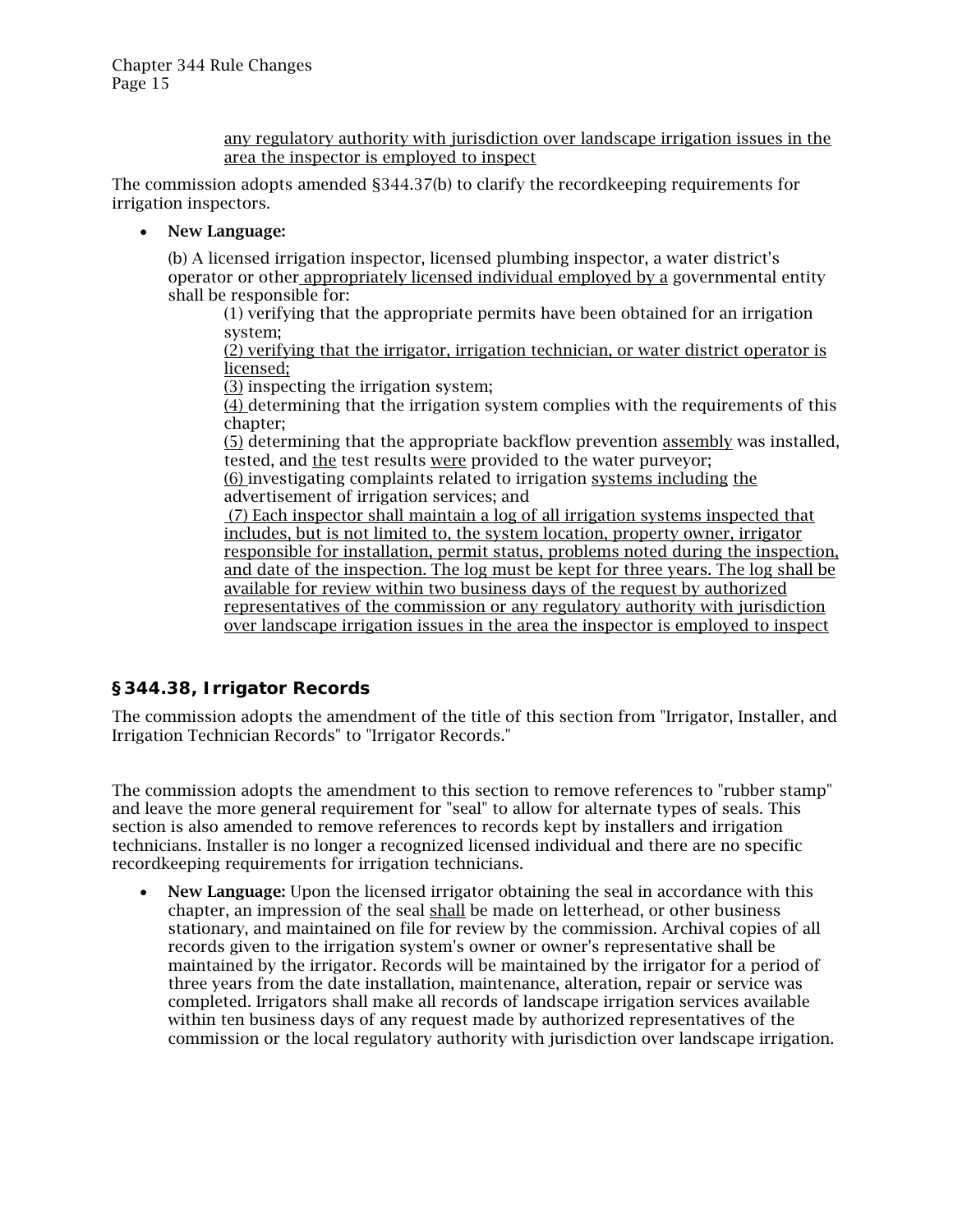any regulatory authority with jurisdiction over landscape irrigation issues in the area the inspector is employed to inspect

The commission adopts amended §344.37(b) to clarify the recordkeeping requirements for irrigation inspectors.

- **New Language:**

  (b) A licensed irrigation inspector, licensed plumbing inspector, a water district's operator or other appropriately licensed individual employed by a governmental entity shall be responsible for:

  (1) verifying that the appropriate permits have been obtained for an irrigation system;

  (2) verifying that the irrigator, irrigation technician, or water district operator is licensed;

  (3) inspecting the irrigation system;

  (4) determining that the irrigation system complies with the requirements of this chapter;

  (5) determining that the appropriate backflow prevention assembly was installed, tested, and the test results were provided to the water purveyor;

  (6) investigating complaints related to irrigation systems including the advertisement of irrigation services; and

  (7) Each inspector shall maintain a log of all irrigation systems inspected that includes, but is not limited to, the system location, property owner, irrigator responsible for installation, permit status, problems noted during the inspection, and date of the inspection. The log must be kept for three years. The log shall be available for review within two business days of the request by authorized representatives of the commission or any regulatory authority with jurisdiction over landscape irrigation issues in the area the inspector is employed to inspect

## §344.38, Irrigator Records

The commission adopts the amendment of the title of this section from "Irrigator, Installer, and Irrigation Technician Records" to "Irrigator Records."

The commission adopts the amendment to this section to remove references to "rubber stamp" and leave the more general requirement for "seal" to allow for alternate types of seals. This section is also amended to remove references to records kept by installers and irrigation technicians. Installer is no longer a recognized licensed individual and there are no specific recordkeeping requirements for irrigation technicians.

- **New Language:** Upon the licensed irrigator obtaining the seal in accordance with this chapter, an impression of the seal shall be made on letterhead, or other business stationary, and maintained on file for review by the commission. Archival copies of all records given to the irrigation system's owner or owner's representative shall be maintained by the irrigator. Records will be maintained by the irrigator for a period of three years from the date installation, maintenance, alteration, repair or service was completed. Irrigators shall make all records of landscape irrigation services available within ten business days of any request made by authorized representatives of the commission or the local regulatory authority with jurisdiction over landscape irrigation.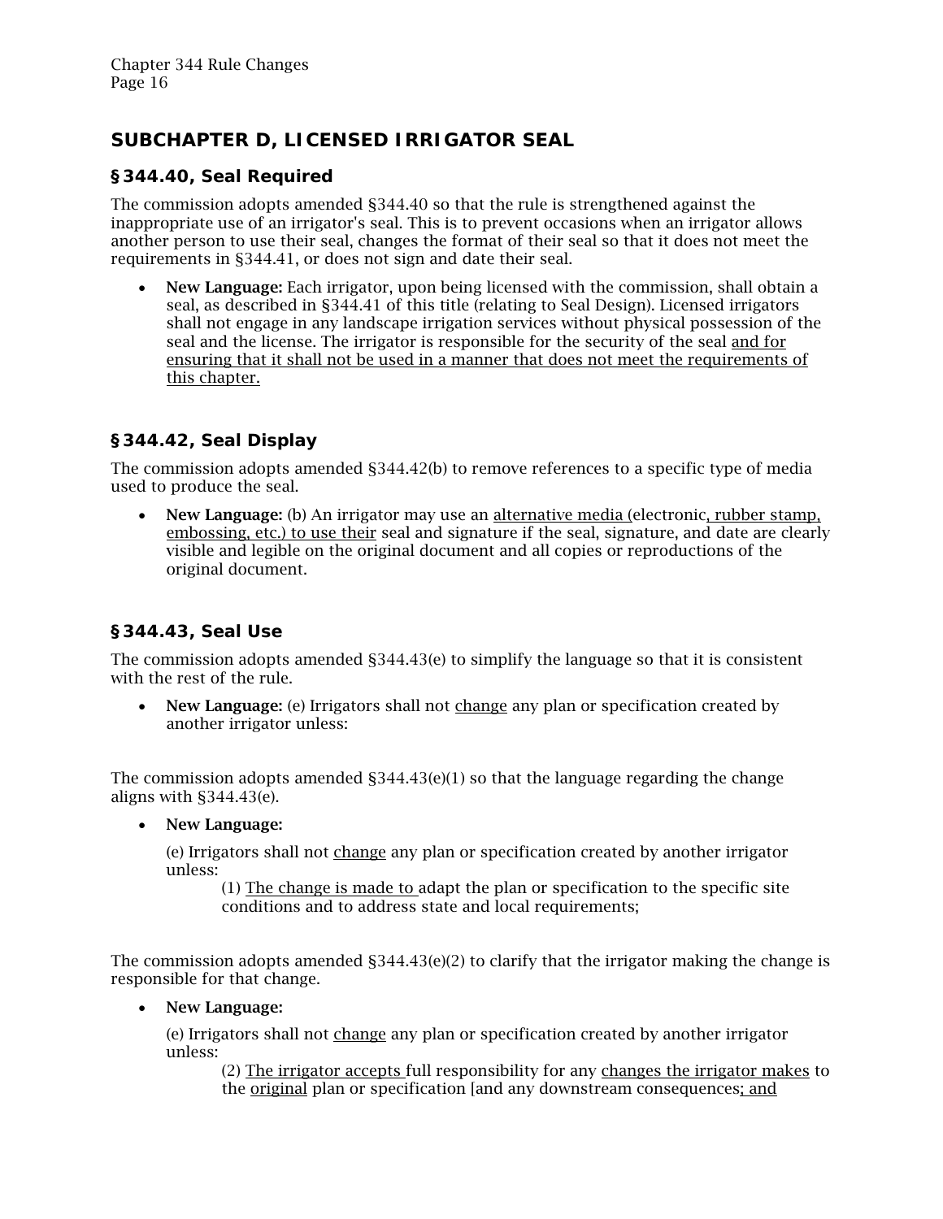## SUBCHAPTER D, LICENSED IRRIGATOR SEAL

### §344.40, Seal Required

The commission adopts amended §344.40 so that the rule is strengthened against the inappropriate use of an irrigator's seal. This is to prevent occasions when an irrigator allows another person to use their seal, changes the format of their seal so that it does not meet the requirements in §344.41, or does not sign and date their seal.

- **New Language:** Each irrigator, upon being licensed with the commission, shall obtain a seal, as described in §344.41 of this title (relating to Seal Design). Licensed irrigators shall not engage in any landscape irrigation services without physical possession of the seal and the license. The irrigator is responsible for the security of the seal <u>and for ensuring that it shall not be used in a manner that does not meet the requirements of this chapter.</u>

### §344.42, Seal Display

The commission adopts amended §344.42(b) to remove references to a specific type of media used to produce the seal.

- **New Language:** (b) An irrigator may use an <u>alternative media (</u>electronic<u>, rubber stamp, embossing, etc.) to use their</u> seal and signature if the seal, signature, and date are clearly visible and legible on the original document and all copies or reproductions of the original document.

### §344.43, Seal Use

The commission adopts amended §344.43(e) to simplify the language so that it is consistent with the rest of the rule.

- **New Language:** (e) Irrigators shall not <u>change</u> any plan or specification created by another irrigator unless:

The commission adopts amended §344.43(e)(1) so that the language regarding the change aligns with §344.43(e).

- **New Language:**

  (e) Irrigators shall not <u>change</u> any plan or specification created by another irrigator unless:

  (1) <u>The change is made to </u>adapt the plan or specification to the specific site conditions and to address state and local requirements;

The commission adopts amended §344.43(e)(2) to clarify that the irrigator making the change is responsible for that change.

- **New Language:**

  (e) Irrigators shall not <u>change</u> any plan or specification created by another irrigator unless:

  (2) <u>The irrigator accepts </u>full responsibility for any <u>changes the irrigator makes</u> to the <u>original</u> plan or specification [and any downstream consequences<u>; and</u>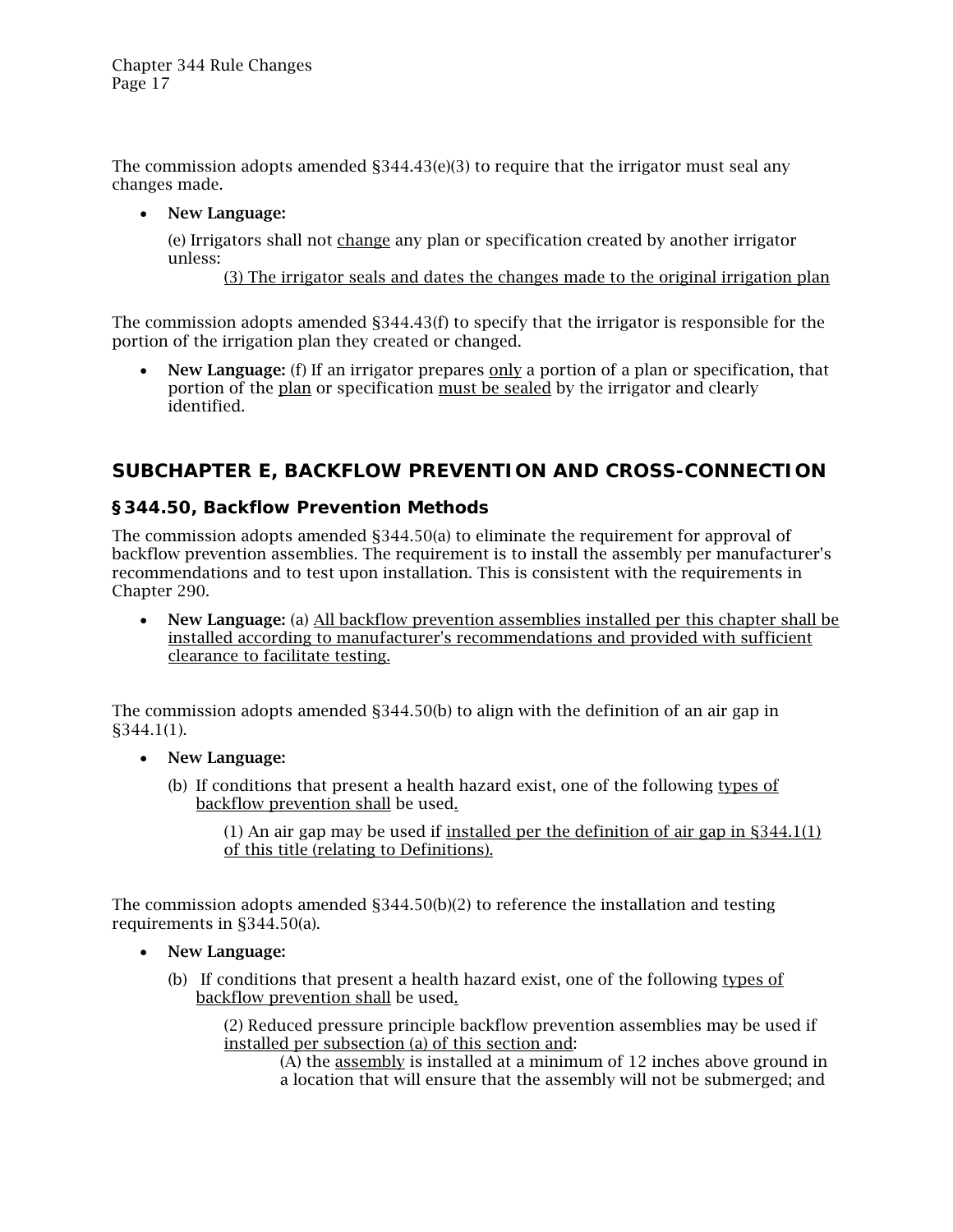The commission adopts amended §344.43(e)(3) to require that the irrigator must seal any changes made.

- **New Language:**

  (e) Irrigators shall not <u>change</u> any plan or specification created by another irrigator unless:

  <u>(3) The irrigator seals and dates the changes made to the original irrigation plan</u>

The commission adopts amended §344.43(f) to specify that the irrigator is responsible for the portion of the irrigation plan they created or changed.

- **New Language:** (f) If an irrigator prepares <u>only</u> a portion of a plan or specification, that portion of the <u>plan</u> or specification <u>must be sealed</u> by the irrigator and clearly identified.

## SUBCHAPTER E, BACKFLOW PREVENTION AND CROSS-CONNECTION

### §344.50, Backflow Prevention Methods

The commission adopts amended §344.50(a) to eliminate the requirement for approval of backflow prevention assemblies. The requirement is to install the assembly per manufacturer's recommendations and to test upon installation. This is consistent with the requirements in Chapter 290.

- **New Language:** (a) <u>All backflow prevention assemblies installed per this chapter shall be installed according to manufacturer's recommendations and provided with sufficient clearance to facilitate testing.</u>

The commission adopts amended §344.50(b) to align with the definition of an air gap in §344.1(1).

- **New Language:**

  (b) If conditions that present a health hazard exist, one of the following <u>types of backflow prevention shall</u> be used<u>.</u>

  (1) An air gap may be used if <u>installed per the definition of air gap in §344.1(1) of this title (relating to Definitions).</u>

The commission adopts amended §344.50(b)(2) to reference the installation and testing requirements in §344.50(a).

- **New Language:**

  (b) If conditions that present a health hazard exist, one of the following <u>types of backflow prevention shall</u> be used<u>.</u>

  (2) Reduced pressure principle backflow prevention assemblies may be used if <u>installed per subsection (a) of this section and</u>:

  (A) the <u>assembly</u> is installed at a minimum of 12 inches above ground in a location that will ensure that the assembly will not be submerged; and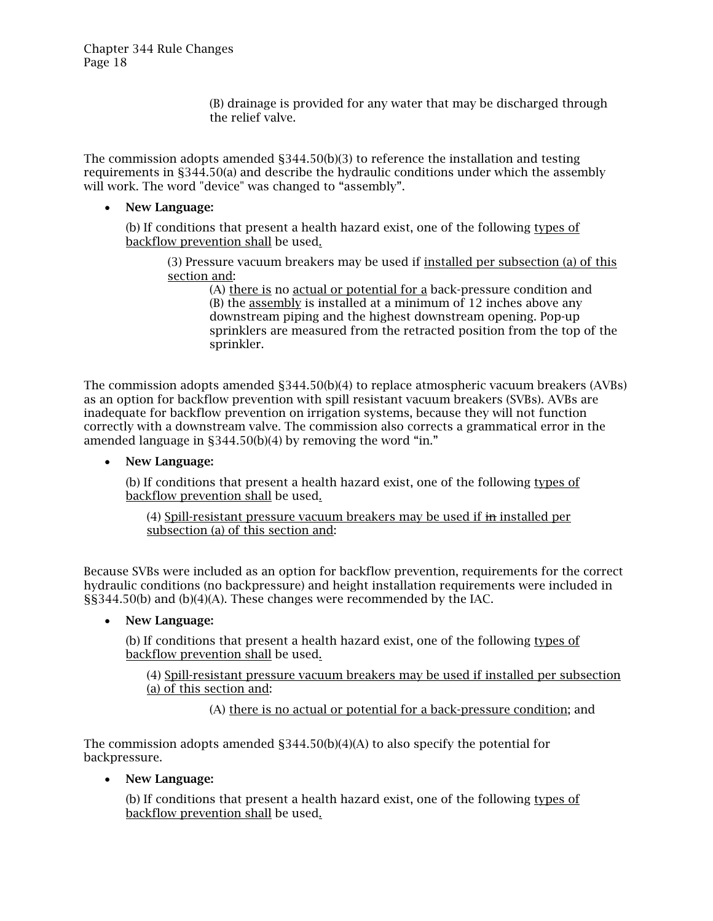(B) drainage is provided for any water that may be discharged through the relief valve.

The commission adopts amended §344.50(b)(3) to reference the installation and testing requirements in §344.50(a) and describe the hydraulic conditions under which the assembly will work. The word "device" was changed to "assembly".

- **New Language:**

  (b) If conditions that present a health hazard exist, one of the following <u>types of backflow prevention shall</u> be used<u>.</u>

  > (3) Pressure vacuum breakers may be used if <u>installed per subsection (a) of this section and</u>:
  >
  > > (A) <u>there is</u> no <u>actual or potential for a</u> back-pressure condition and
  > >
  > > (B) the <u>assembly</u> is installed at a minimum of 12 inches above any downstream piping and the highest downstream opening. Pop-up sprinklers are measured from the retracted position from the top of the sprinkler.

The commission adopts amended §344.50(b)(4) to replace atmospheric vacuum breakers (AVBs) as an option for backflow prevention with spill resistant vacuum breakers (SVBs). AVBs are inadequate for backflow prevention on irrigation systems, because they will not function correctly with a downstream valve. The commission also corrects a grammatical error in the amended language in §344.50(b)(4) by removing the word "in."

- **New Language:**

  (b) If conditions that present a health hazard exist, one of the following <u>types of backflow prevention shall</u> be used<u>.</u>

  > (4) <u>Spill-resistant pressure vacuum breakers may be used if</u> ~~in~~ <u>installed per subsection (a) of this section and</u>:

Because SVBs were included as an option for backflow prevention, requirements for the correct hydraulic conditions (no backpressure) and height installation requirements were included in §§344.50(b) and (b)(4)(A). These changes were recommended by the IAC.

- **New Language:**

  (b) If conditions that present a health hazard exist, one of the following <u>types of backflow prevention shall</u> be used<u>.</u>

  > (4) <u>Spill-resistant pressure vacuum breakers may be used if installed per subsection (a) of this section and</u>:
  >
  > > (A) <u>there is no actual or potential for a back-pressure condition</u>; and

The commission adopts amended §344.50(b)(4)(A) to also specify the potential for backpressure.

- **New Language:**

  (b) If conditions that present a health hazard exist, one of the following <u>types of backflow prevention shall</u> be used<u>.</u>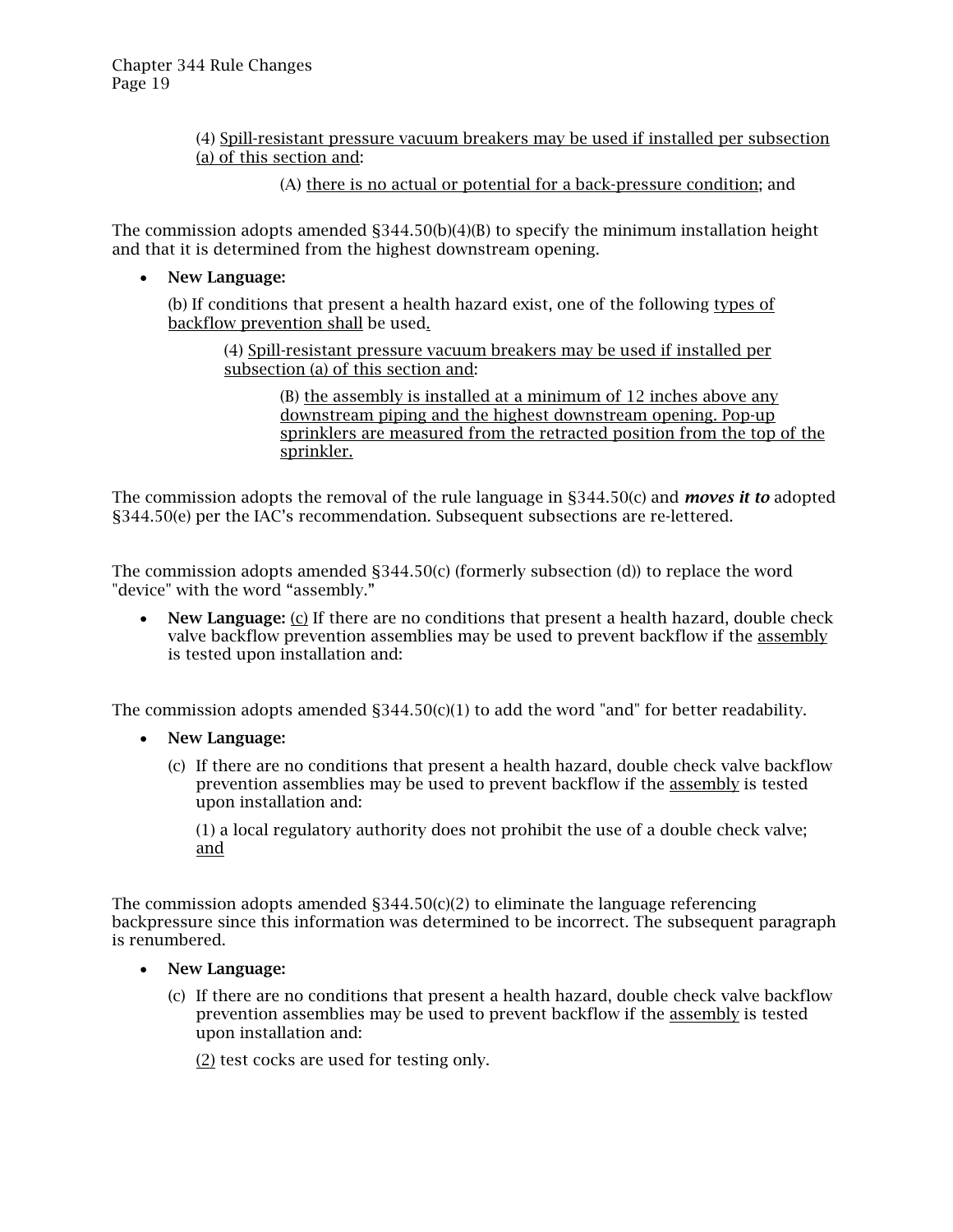(4) Spill-resistant pressure vacuum breakers may be used if installed per subsection (a) of this section and:

(A) there is no actual or potential for a back-pressure condition; and

The commission adopts amended §344.50(b)(4)(B) to specify the minimum installation height and that it is determined from the highest downstream opening.

- **New Language:**

  (b) If conditions that present a health hazard exist, one of the following types of backflow prevention shall be used.

  (4) Spill-resistant pressure vacuum breakers may be used if installed per subsection (a) of this section and:

  (B) the assembly is installed at a minimum of 12 inches above any downstream piping and the highest downstream opening. Pop-up sprinklers are measured from the retracted position from the top of the sprinkler.

The commission adopts the removal of the rule language in §344.50(c) and ***moves it to*** adopted §344.50(e) per the IAC's recommendation. Subsequent subsections are re-lettered.

The commission adopts amended §344.50(c) (formerly subsection (d)) to replace the word "device" with the word "assembly."

- **New Language:** (c) If there are no conditions that present a health hazard, double check valve backflow prevention assemblies may be used to prevent backflow if the assembly is tested upon installation and:

The commission adopts amended §344.50(c)(1) to add the word "and" for better readability.

- **New Language:**

  (c) If there are no conditions that present a health hazard, double check valve backflow prevention assemblies may be used to prevent backflow if the assembly is tested upon installation and:

  (1) a local regulatory authority does not prohibit the use of a double check valve; and

The commission adopts amended §344.50(c)(2) to eliminate the language referencing backpressure since this information was determined to be incorrect. The subsequent paragraph is renumbered.

- **New Language:**

  (c) If there are no conditions that present a health hazard, double check valve backflow prevention assemblies may be used to prevent backflow if the assembly is tested upon installation and:

  (2) test cocks are used for testing only.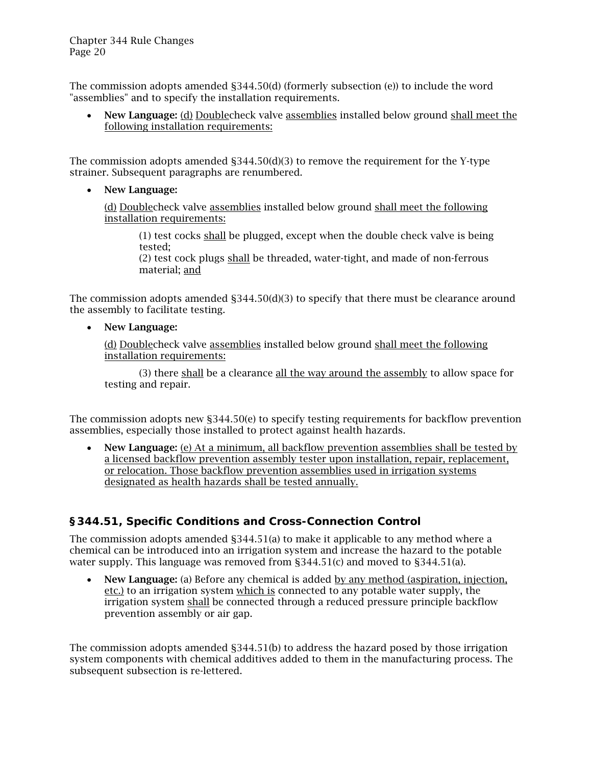The commission adopts amended §344.50(d) (formerly subsection (e)) to include the word "assemblies" and to specify the installation requirements.

- **New Language:** <u>(d)</u> <u>Double</u>check valve <u>assemblies</u> installed below ground <u>shall meet the following installation requirements:</u>

The commission adopts amended §344.50(d)(3) to remove the requirement for the Y-type strainer. Subsequent paragraphs are renumbered.

- **New Language:**

  <u>(d)</u> <u>Double</u>check valve <u>assemblies</u> installed below ground <u>shall meet the following installation requirements:</u>

  (1) test cocks <u>shall</u> be plugged, except when the double check valve is being tested;
  (2) test cock plugs <u>shall</u> be threaded, water-tight, and made of non-ferrous material; <u>and</u>

The commission adopts amended §344.50(d)(3) to specify that there must be clearance around the assembly to facilitate testing.

- **New Language:**

  <u>(d)</u> <u>Double</u>check valve <u>assemblies</u> installed below ground <u>shall meet the following installation requirements:</u>

  (3) there <u>shall</u> be a clearance <u>all the way around the assembly</u> to allow space for testing and repair.

The commission adopts new §344.50(e) to specify testing requirements for backflow prevention assemblies, especially those installed to protect against health hazards.

- **New Language:** <u>(e) At a minimum, all backflow prevention assemblies shall be tested by a licensed backflow prevention assembly tester upon installation, repair, replacement, or relocation. Those backflow prevention assemblies used in irrigation systems designated as health hazards shall be tested annually.</u>

## §344.51, Specific Conditions and Cross-Connection Control

The commission adopts amended §344.51(a) to make it applicable to any method where a chemical can be introduced into an irrigation system and increase the hazard to the potable water supply. This language was removed from §344.51(c) and moved to §344.51(a).

- **New Language:** (a) Before any chemical is added <u>by any method (aspiration, injection, etc.)</u> to an irrigation system <u>which is</u> connected to any potable water supply, the irrigation system <u>shall</u> be connected through a reduced pressure principle backflow prevention assembly or air gap.

The commission adopts amended §344.51(b) to address the hazard posed by those irrigation system components with chemical additives added to them in the manufacturing process. The subsequent subsection is re-lettered.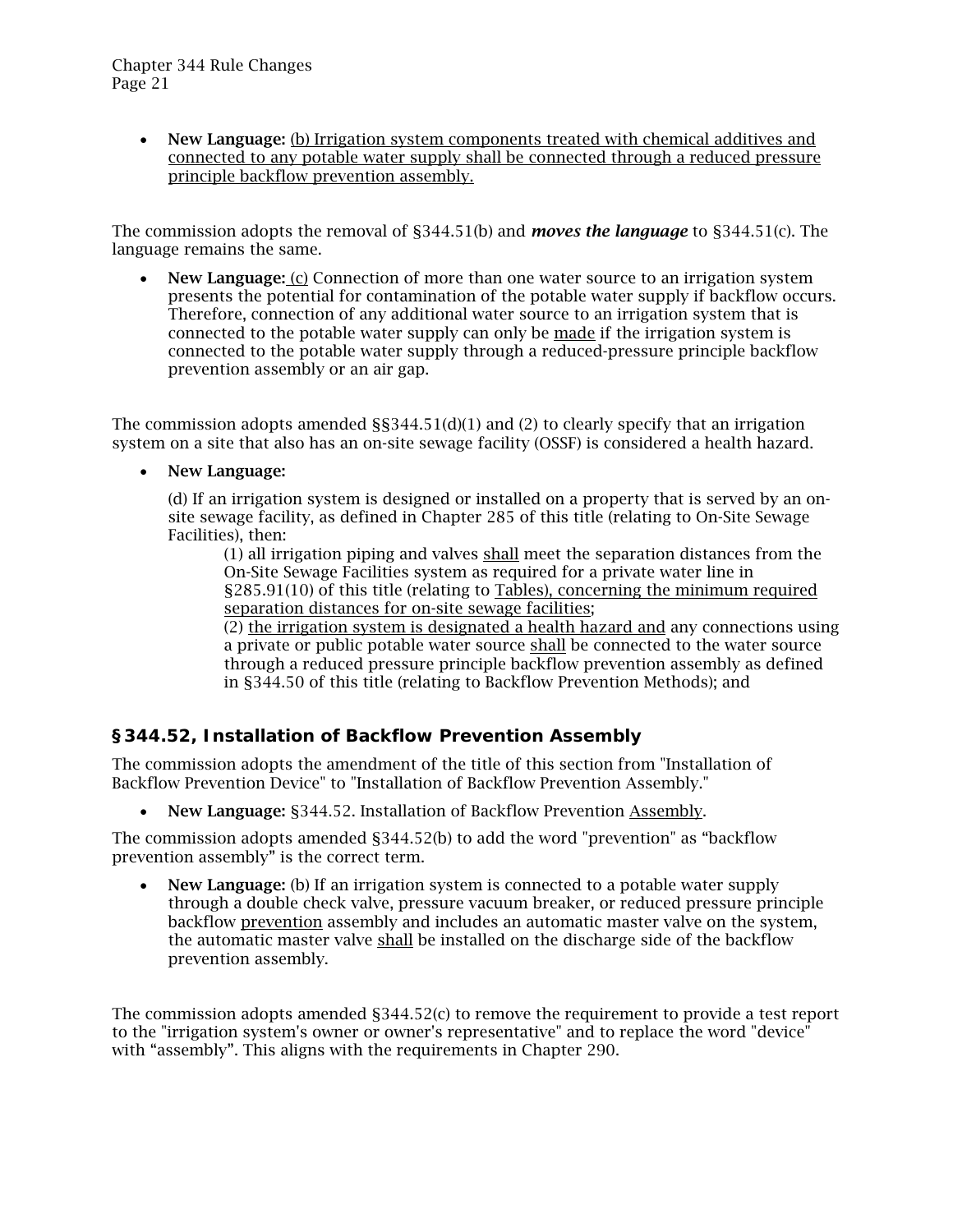- **New Language:** <u>(b) Irrigation system components treated with chemical additives and connected to any potable water supply shall be connected through a reduced pressure principle backflow prevention assembly.</u>

The commission adopts the removal of §344.51(b) and ***moves the language*** to §344.51(c). The language remains the same.

- **New Language:** <u>(c)</u> Connection of more than one water source to an irrigation system presents the potential for contamination of the potable water supply if backflow occurs. Therefore, connection of any additional water source to an irrigation system that is connected to the potable water supply can only be <u>made</u> if the irrigation system is connected to the potable water supply through a reduced-pressure principle backflow prevention assembly or an air gap.

The commission adopts amended §§344.51(d)(1) and (2) to clearly specify that an irrigation system on a site that also has an on-site sewage facility (OSSF) is considered a health hazard.

- **New Language:**

  (d) If an irrigation system is designed or installed on a property that is served by an on-site sewage facility, as defined in Chapter 285 of this title (relating to On-Site Sewage Facilities), then:

  (1) all irrigation piping and valves <u>shall</u> meet the separation distances from the On-Site Sewage Facilities system as required for a private water line in §285.91(10) of this title (relating to <u>Tables), concerning the minimum required separation distances for on-site sewage facilities</u>;

  (2) <u>the irrigation system is designated a health hazard and</u> any connections using a private or public potable water source <u>shall</u> be connected to the water source through a reduced pressure principle backflow prevention assembly as defined in §344.50 of this title (relating to Backflow Prevention Methods); and

## §344.52, Installation of Backflow Prevention Assembly

The commission adopts the amendment of the title of this section from "Installation of Backflow Prevention Device" to "Installation of Backflow Prevention Assembly."

- **New Language:** §344.52. Installation of Backflow Prevention <u>Assembly</u>.

The commission adopts amended §344.52(b) to add the word "prevention" as "backflow prevention assembly" is the correct term.

- **New Language:** (b) If an irrigation system is connected to a potable water supply through a double check valve, pressure vacuum breaker, or reduced pressure principle backflow <u>prevention</u> assembly and includes an automatic master valve on the system, the automatic master valve <u>shall</u> be installed on the discharge side of the backflow prevention assembly.

The commission adopts amended §344.52(c) to remove the requirement to provide a test report to the "irrigation system's owner or owner's representative" and to replace the word "device" with "assembly". This aligns with the requirements in Chapter 290.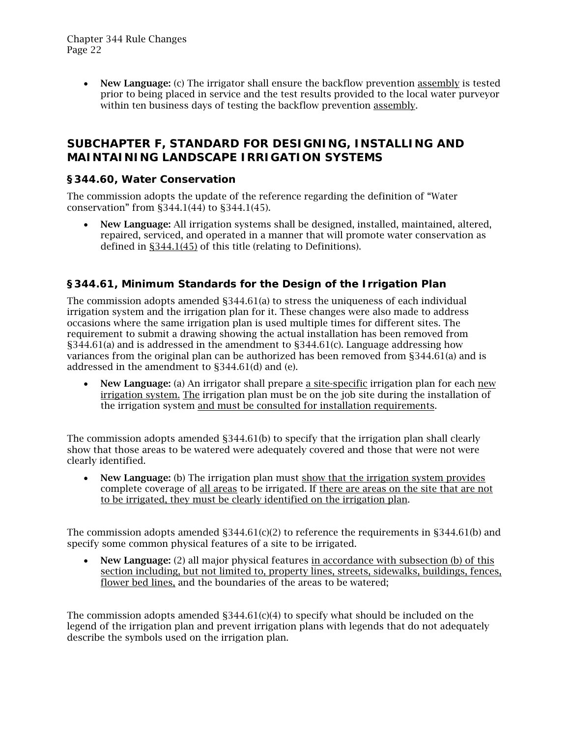- **New Language:** (c) The irrigator shall ensure the backflow prevention <u>assembly</u> is tested prior to being placed in service and the test results provided to the local water purveyor within ten business days of testing the backflow prevention <u>assembly</u>.

## SUBCHAPTER F, STANDARD FOR DESIGNING, INSTALLING AND MAINTAINING LANDSCAPE IRRIGATION SYSTEMS

### §344.60, Water Conservation

The commission adopts the update of the reference regarding the definition of "Water conservation" from §344.1(44) to §344.1(45).

- **New Language:** All irrigation systems shall be designed, installed, maintained, altered, repaired, serviced, and operated in a manner that will promote water conservation as defined in <u>§344.1(45)</u> of this title (relating to Definitions).

### §344.61, Minimum Standards for the Design of the Irrigation Plan

The commission adopts amended §344.61(a) to stress the uniqueness of each individual irrigation system and the irrigation plan for it. These changes were also made to address occasions where the same irrigation plan is used multiple times for different sites. The requirement to submit a drawing showing the actual installation has been removed from §344.61(a) and is addressed in the amendment to §344.61(c). Language addressing how variances from the original plan can be authorized has been removed from §344.61(a) and is addressed in the amendment to §344.61(d) and (e).

- **New Language:** (a) An irrigator shall prepare <u>a site-specific</u> irrigation plan for each <u>new irrigation system.</u> <u>The</u> irrigation plan must be on the job site during the installation of the irrigation system <u>and must be consulted for installation requirements</u>.

The commission adopts amended §344.61(b) to specify that the irrigation plan shall clearly show that those areas to be watered were adequately covered and those that were not were clearly identified.

- **New Language:** (b) The irrigation plan must <u>show that the irrigation system provides</u> complete coverage of <u>all areas</u> to be irrigated. If <u>there are areas on the site that are not to be irrigated, they must be clearly identified on the irrigation plan</u>.

The commission adopts amended §344.61(c)(2) to reference the requirements in §344.61(b) and specify some common physical features of a site to be irrigated.

- **New Language:** (2) all major physical features <u>in accordance with subsection (b) of this section including, but not limited to, property lines, streets, sidewalks, buildings, fences, flower bed lines,</u> and the boundaries of the areas to be watered;

The commission adopts amended §344.61(c)(4) to specify what should be included on the legend of the irrigation plan and prevent irrigation plans with legends that do not adequately describe the symbols used on the irrigation plan.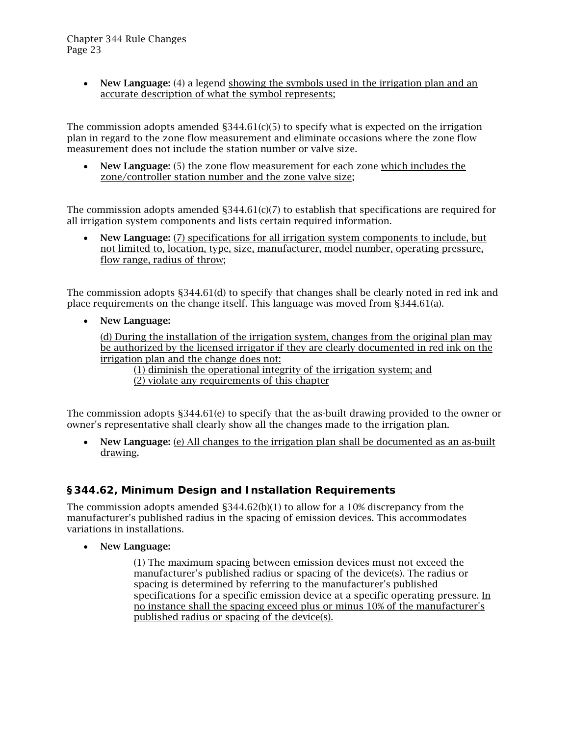- **New Language:** (4) a legend <u>showing the symbols used in the irrigation plan and an accurate description of what the symbol represents</u>;

The commission adopts amended §344.61(c)(5) to specify what is expected on the irrigation plan in regard to the zone flow measurement and eliminate occasions where the zone flow measurement does not include the station number or valve size.

- **New Language:** (5) the zone flow measurement for each zone <u>which includes the zone/controller station number and the zone valve size</u>;

The commission adopts amended §344.61(c)(7) to establish that specifications are required for all irrigation system components and lists certain required information.

- **New Language:** <u>(7) specifications for all irrigation system components to include, but not limited to, location, type, size, manufacturer, model number, operating pressure, flow range, radius of throw</u>;

The commission adopts §344.61(d) to specify that changes shall be clearly noted in red ink and place requirements on the change itself. This language was moved from §344.61(a).

- **New Language:**

  <u>(d) During the installation of the irrigation system, changes from the original plan may be authorized by the licensed irrigator if they are clearly documented in red ink on the irrigation plan and the change does not:</u>

  <u>(1) diminish the operational integrity of the irrigation system; and</u>
  <u>(2) violate any requirements of this chapter</u>

The commission adopts §344.61(e) to specify that the as-built drawing provided to the owner or owner's representative shall clearly show all the changes made to the irrigation plan.

- **New Language:** <u>(e) All changes to the irrigation plan shall be documented as an as-built drawing.</u>

## §344.62, Minimum Design and Installation Requirements

The commission adopts amended §344.62(b)(1) to allow for a 10% discrepancy from the manufacturer's published radius in the spacing of emission devices. This accommodates variations in installations.

- **New Language:**

  (1) The maximum spacing between emission devices must not exceed the manufacturer's published radius or spacing of the device(s). The radius or spacing is determined by referring to the manufacturer's published specifications for a specific emission device at a specific operating pressure. <u>In no instance shall the spacing exceed plus or minus 10% of the manufacturer's published radius or spacing of the device(s).</u>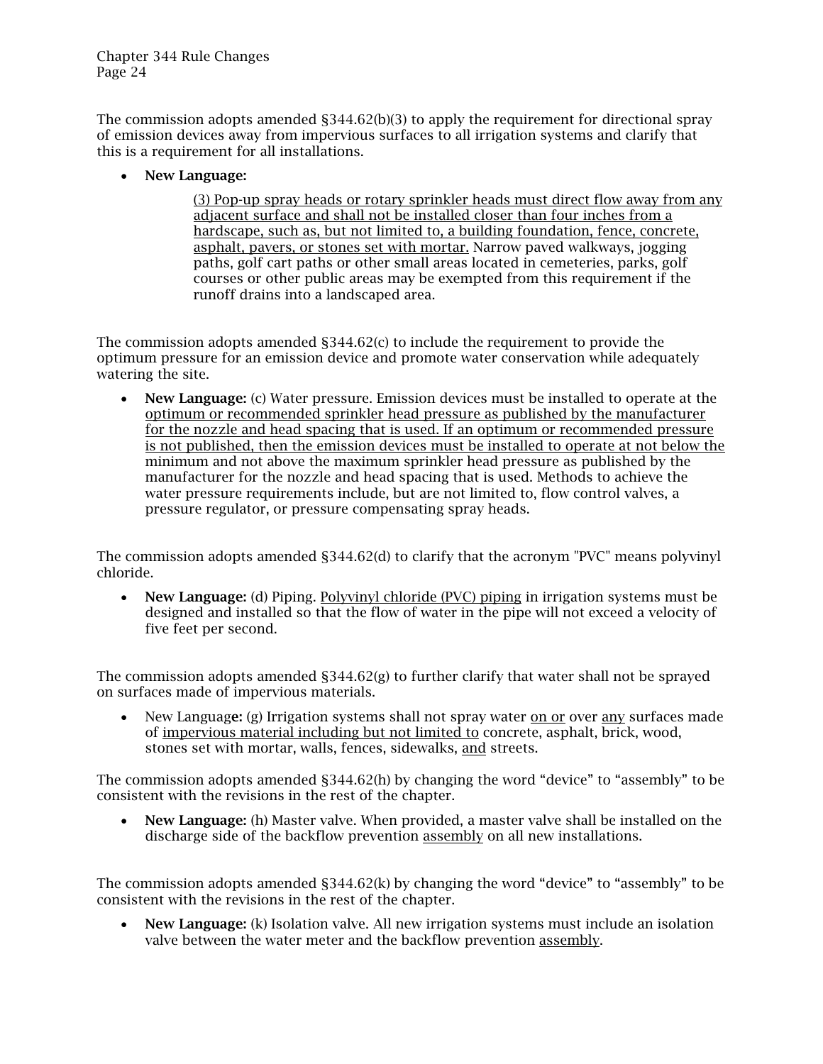The commission adopts amended §344.62(b)(3) to apply the requirement for directional spray of emission devices away from impervious surfaces to all irrigation systems and clarify that this is a requirement for all installations.

- **New Language:**

  (3) Pop-up spray heads or rotary sprinkler heads must direct flow away from any adjacent surface and shall not be installed closer than four inches from a hardscape, such as, but not limited to, a building foundation, fence, concrete, asphalt, pavers, or stones set with mortar. Narrow paved walkways, jogging paths, golf cart paths or other small areas located in cemeteries, parks, golf courses or other public areas may be exempted from this requirement if the runoff drains into a landscaped area.

The commission adopts amended §344.62(c) to include the requirement to provide the optimum pressure for an emission device and promote water conservation while adequately watering the site.

- **New Language:** (c) Water pressure. Emission devices must be installed to operate at the optimum or recommended sprinkler head pressure as published by the manufacturer for the nozzle and head spacing that is used. If an optimum or recommended pressure is not published, then the emission devices must be installed to operate at not below the minimum and not above the maximum sprinkler head pressure as published by the manufacturer for the nozzle and head spacing that is used. Methods to achieve the water pressure requirements include, but are not limited to, flow control valves, a pressure regulator, or pressure compensating spray heads.

The commission adopts amended §344.62(d) to clarify that the acronym "PVC" means polyvinyl chloride.

- **New Language:** (d) Piping. Polyvinyl chloride (PVC) piping in irrigation systems must be designed and installed so that the flow of water in the pipe will not exceed a velocity of five feet per second.

The commission adopts amended §344.62(g) to further clarify that water shall not be sprayed on surfaces made of impervious materials.

- New Language: (g) Irrigation systems shall not spray water on or over any surfaces made of impervious material including but not limited to concrete, asphalt, brick, wood, stones set with mortar, walls, fences, sidewalks, and streets.

The commission adopts amended §344.62(h) by changing the word "device" to "assembly" to be consistent with the revisions in the rest of the chapter.

- **New Language:** (h) Master valve. When provided, a master valve shall be installed on the discharge side of the backflow prevention assembly on all new installations.

The commission adopts amended §344.62(k) by changing the word "device" to "assembly" to be consistent with the revisions in the rest of the chapter.

- **New Language:** (k) Isolation valve. All new irrigation systems must include an isolation valve between the water meter and the backflow prevention assembly.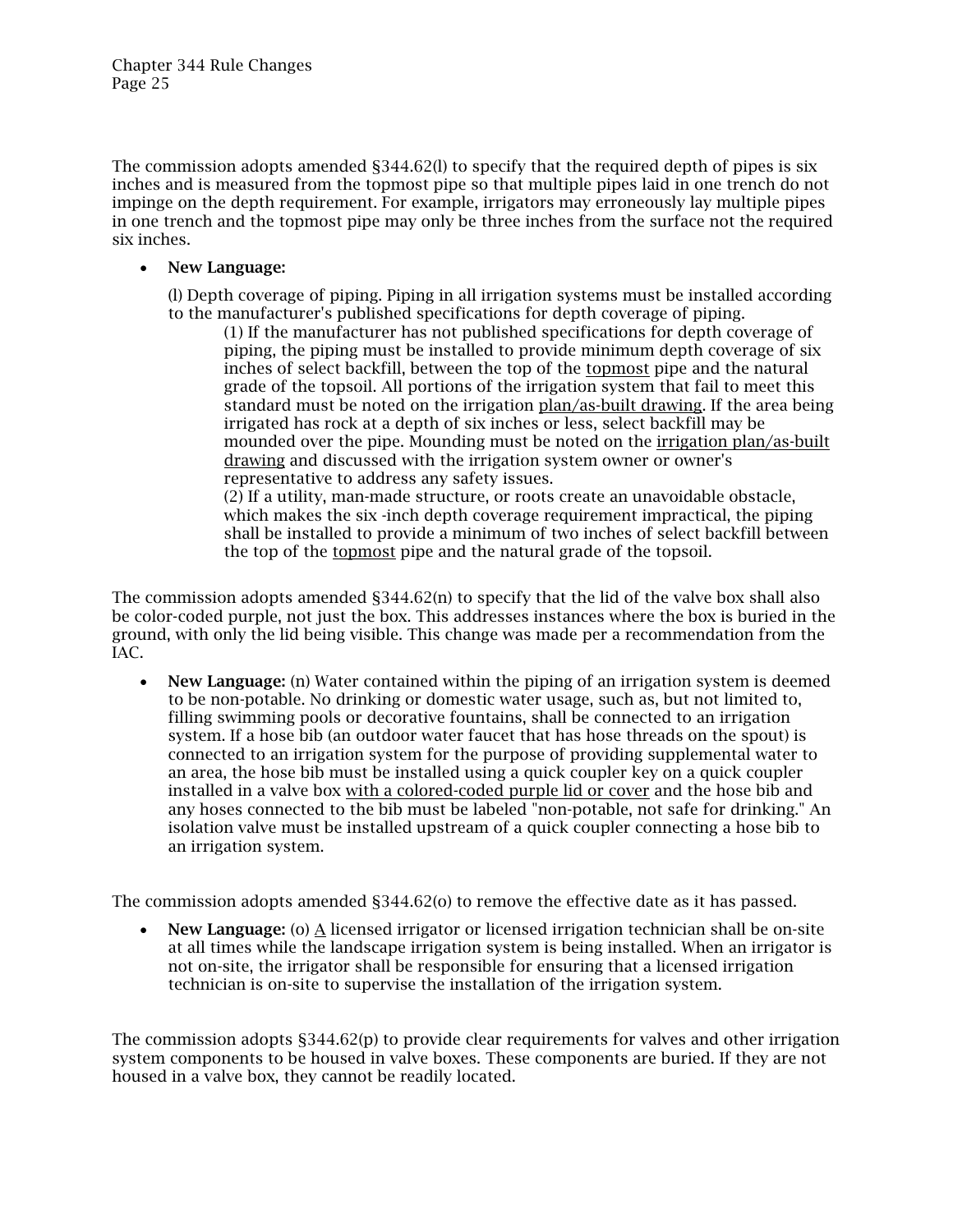The commission adopts amended §344.62(l) to specify that the required depth of pipes is six inches and is measured from the topmost pipe so that multiple pipes laid in one trench do not impinge on the depth requirement. For example, irrigators may erroneously lay multiple pipes in one trench and the topmost pipe may only be three inches from the surface not the required six inches.

- **New Language:**

  (l) Depth coverage of piping. Piping in all irrigation systems must be installed according to the manufacturer's published specifications for depth coverage of piping.

  (1) If the manufacturer has not published specifications for depth coverage of piping, the piping must be installed to provide minimum depth coverage of six inches of select backfill, between the top of the <u>topmost</u> pipe and the natural grade of the topsoil. All portions of the irrigation system that fail to meet this standard must be noted on the irrigation <u>plan/as-built drawing</u>. If the area being irrigated has rock at a depth of six inches or less, select backfill may be mounded over the pipe. Mounding must be noted on the <u>irrigation plan/as-built drawing</u> and discussed with the irrigation system owner or owner's representative to address any safety issues.

  (2) If a utility, man-made structure, or roots create an unavoidable obstacle, which makes the six -inch depth coverage requirement impractical, the piping shall be installed to provide a minimum of two inches of select backfill between the top of the <u>topmost</u> pipe and the natural grade of the topsoil.

The commission adopts amended §344.62(n) to specify that the lid of the valve box shall also be color-coded purple, not just the box. This addresses instances where the box is buried in the ground, with only the lid being visible. This change was made per a recommendation from the IAC.

- **New Language:** (n) Water contained within the piping of an irrigation system is deemed to be non-potable. No drinking or domestic water usage, such as, but not limited to, filling swimming pools or decorative fountains, shall be connected to an irrigation system. If a hose bib (an outdoor water faucet that has hose threads on the spout) is connected to an irrigation system for the purpose of providing supplemental water to an area, the hose bib must be installed using a quick coupler key on a quick coupler installed in a valve box <u>with a colored-coded purple lid or cover</u> and the hose bib and any hoses connected to the bib must be labeled "non-potable, not safe for drinking." An isolation valve must be installed upstream of a quick coupler connecting a hose bib to an irrigation system.

The commission adopts amended §344.62(o) to remove the effective date as it has passed.

- **New Language:** (o) <u>A</u> licensed irrigator or licensed irrigation technician shall be on-site at all times while the landscape irrigation system is being installed. When an irrigator is not on-site, the irrigator shall be responsible for ensuring that a licensed irrigation technician is on-site to supervise the installation of the irrigation system.

The commission adopts §344.62(p) to provide clear requirements for valves and other irrigation system components to be housed in valve boxes. These components are buried. If they are not housed in a valve box, they cannot be readily located.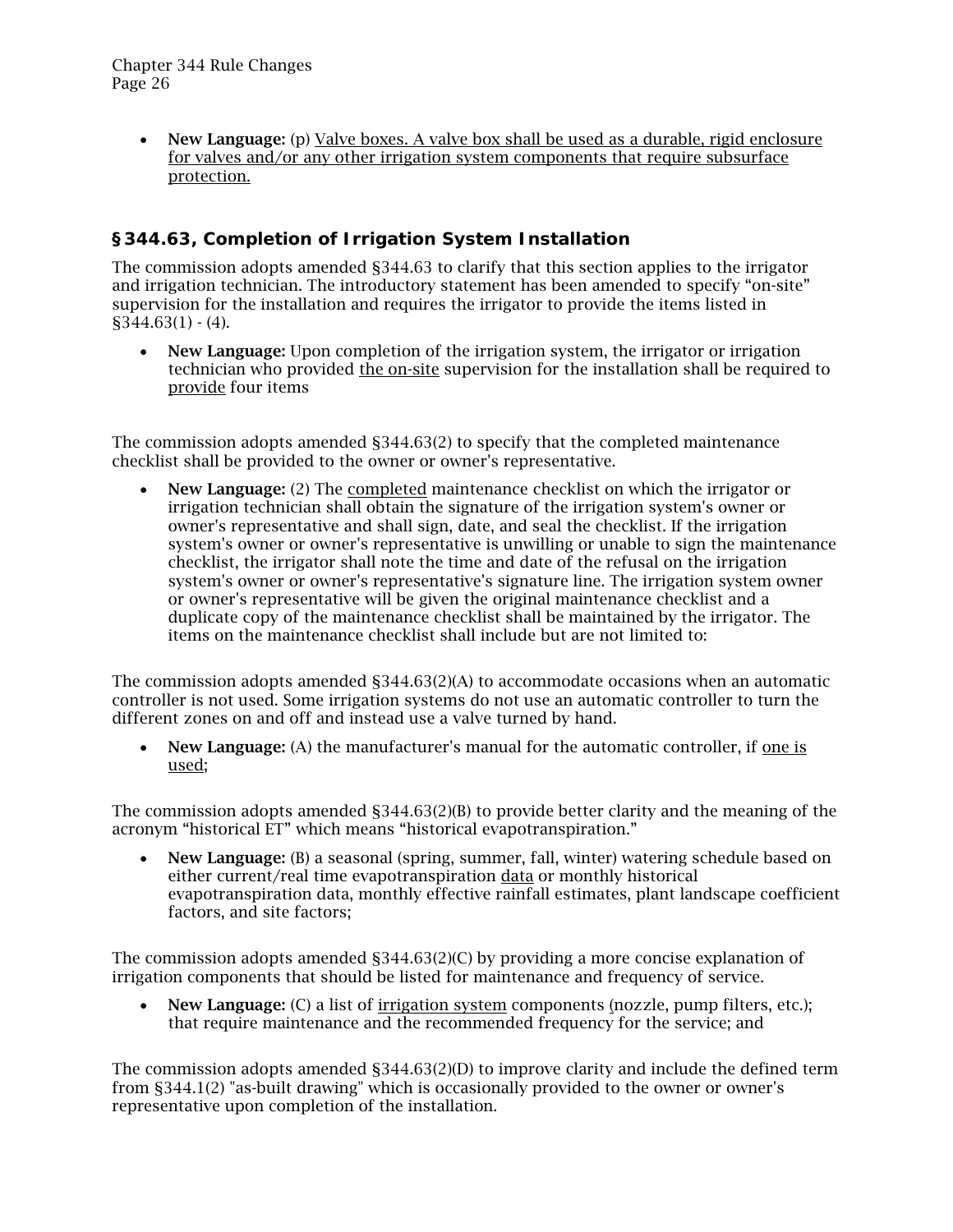- **New Language:** (p) <u>Valve boxes. A valve box shall be used as a durable, rigid enclosure for valves and/or any other irrigation system components that require subsurface protection.</u>

## §344.63, Completion of Irrigation System Installation

The commission adopts amended §344.63 to clarify that this section applies to the irrigator and irrigation technician. The introductory statement has been amended to specify "on-site" supervision for the installation and requires the irrigator to provide the items listed in §344.63(1) - (4).

- **New Language:** Upon completion of the irrigation system, the irrigator or irrigation technician who provided <u>the on-site</u> supervision for the installation shall be required to <u>provide</u> four items

The commission adopts amended §344.63(2) to specify that the completed maintenance checklist shall be provided to the owner or owner's representative.

- **New Language:** (2) The <u>completed</u> maintenance checklist on which the irrigator or irrigation technician shall obtain the signature of the irrigation system's owner or owner's representative and shall sign, date, and seal the checklist. If the irrigation system's owner or owner's representative is unwilling or unable to sign the maintenance checklist, the irrigator shall note the time and date of the refusal on the irrigation system's owner or owner's representative's signature line. The irrigation system owner or owner's representative will be given the original maintenance checklist and a duplicate copy of the maintenance checklist shall be maintained by the irrigator. The items on the maintenance checklist shall include but are not limited to:

The commission adopts amended §344.63(2)(A) to accommodate occasions when an automatic controller is not used. Some irrigation systems do not use an automatic controller to turn the different zones on and off and instead use a valve turned by hand.

- **New Language:** (A) the manufacturer's manual for the automatic controller, if <u>one is used</u>;

The commission adopts amended §344.63(2)(B) to provide better clarity and the meaning of the acronym "historical ET" which means "historical evapotranspiration."

- **New Language:** (B) a seasonal (spring, summer, fall, winter) watering schedule based on either current/real time evapotranspiration <u>data</u> or monthly historical evapotranspiration data, monthly effective rainfall estimates, plant landscape coefficient factors, and site factors;

The commission adopts amended §344.63(2)(C) by providing a more concise explanation of irrigation components that should be listed for maintenance and frequency of service.

- **New Language:** (C) a list of <u>irrigation system</u> components (nozzle, pump filters, etc.); that require maintenance and the recommended frequency for the service; and

The commission adopts amended §344.63(2)(D) to improve clarity and include the defined term from §344.1(2) "as-built drawing" which is occasionally provided to the owner or owner's representative upon completion of the installation.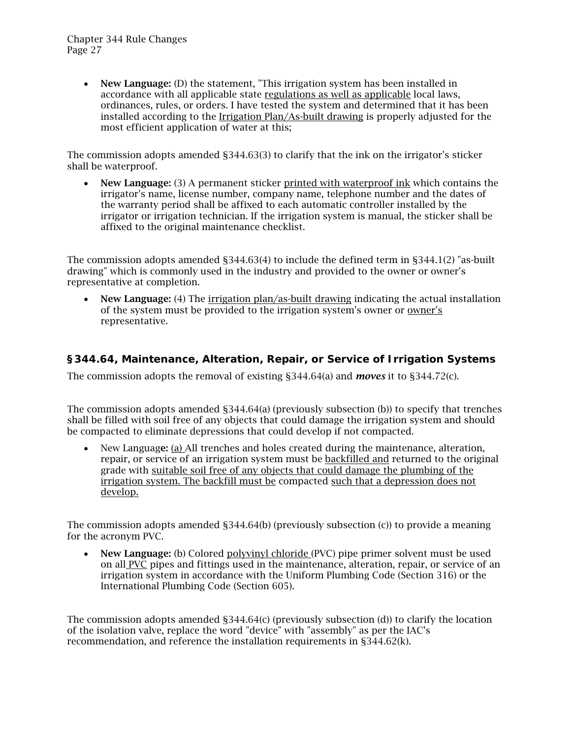- **New Language:** (D) the statement, "This irrigation system has been installed in accordance with all applicable state regulations as well as applicable local laws, ordinances, rules, or orders. I have tested the system and determined that it has been installed according to the Irrigation Plan/As-built drawing is properly adjusted for the most efficient application of water at this;

The commission adopts amended §344.63(3) to clarify that the ink on the irrigator's sticker shall be waterproof.

- **New Language:** (3) A permanent sticker printed with waterproof ink which contains the irrigator's name, license number, company name, telephone number and the dates of the warranty period shall be affixed to each automatic controller installed by the irrigator or irrigation technician. If the irrigation system is manual, the sticker shall be affixed to the original maintenance checklist.

The commission adopts amended §344.63(4) to include the defined term in §344.1(2) "as-built drawing" which is commonly used in the industry and provided to the owner or owner's representative at completion.

- **New Language:** (4) The irrigation plan/as-built drawing indicating the actual installation of the system must be provided to the irrigation system's owner or owner's representative.

### §344.64, Maintenance, Alteration, Repair, or Service of Irrigation Systems

The commission adopts the removal of existing §344.64(a) and ***moves*** it to §344.72(c).

The commission adopts amended §344.64(a) (previously subsection (b)) to specify that trenches shall be filled with soil free of any objects that could damage the irrigation system and should be compacted to eliminate depressions that could develop if not compacted.

- New Languag**e:** (a) All trenches and holes created during the maintenance, alteration, repair, or service of an irrigation system must be backfilled and returned to the original grade with suitable soil free of any objects that could damage the plumbing of the irrigation system. The backfill must be compacted such that a depression does not develop.

The commission adopts amended §344.64(b) (previously subsection (c)) to provide a meaning for the acronym PVC.

- **New Language:** (b) Colored polyvinyl chloride (PVC) pipe primer solvent must be used on all PVC pipes and fittings used in the maintenance, alteration, repair, or service of an irrigation system in accordance with the Uniform Plumbing Code (Section 316) or the International Plumbing Code (Section 605).

The commission adopts amended §344.64(c) (previously subsection (d)) to clarify the location of the isolation valve, replace the word "device" with "assembly" as per the IAC's recommendation, and reference the installation requirements in §344.62(k).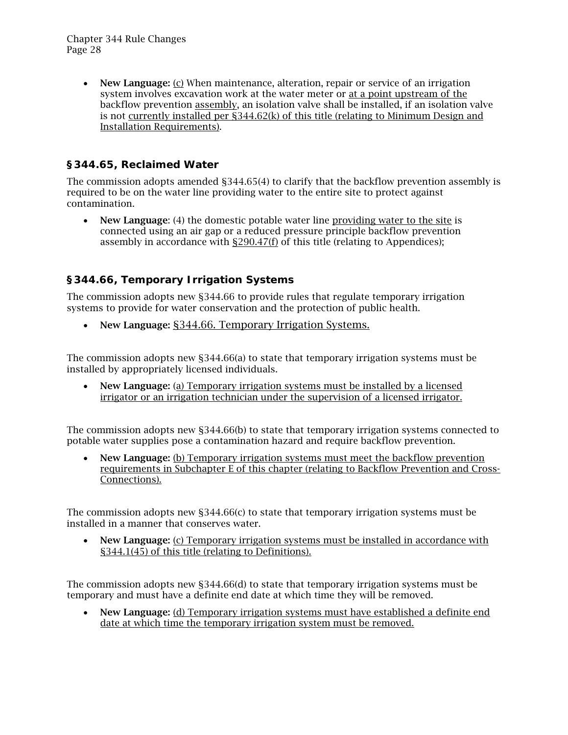- **New Language:** (c) When maintenance, alteration, repair or service of an irrigation system involves excavation work at the water meter or at a point upstream of the backflow prevention assembly, an isolation valve shall be installed, if an isolation valve is not currently installed per §344.62(k) of this title (relating to Minimum Design and Installation Requirements).

## §344.65, Reclaimed Water

The commission adopts amended §344.65(4) to clarify that the backflow prevention assembly is required to be on the water line providing water to the entire site to protect against contamination.

- **New Language**: (4) the domestic potable water line providing water to the site is connected using an air gap or a reduced pressure principle backflow prevention assembly in accordance with §290.47(f) of this title (relating to Appendices);

## §344.66, Temporary Irrigation Systems

The commission adopts new §344.66 to provide rules that regulate temporary irrigation systems to provide for water conservation and the protection of public health.

- **New Language:** §344.66. Temporary Irrigation Systems.

The commission adopts new §344.66(a) to state that temporary irrigation systems must be installed by appropriately licensed individuals.

- **New Language:** (a) Temporary irrigation systems must be installed by a licensed irrigator or an irrigation technician under the supervision of a licensed irrigator.

The commission adopts new §344.66(b) to state that temporary irrigation systems connected to potable water supplies pose a contamination hazard and require backflow prevention.

- **New Language:** (b) Temporary irrigation systems must meet the backflow prevention requirements in Subchapter E of this chapter (relating to Backflow Prevention and Cross-Connections).

The commission adopts new §344.66(c) to state that temporary irrigation systems must be installed in a manner that conserves water.

- **New Language:** (c) Temporary irrigation systems must be installed in accordance with §344.1(45) of this title (relating to Definitions).

The commission adopts new §344.66(d) to state that temporary irrigation systems must be temporary and must have a definite end date at which time they will be removed.

- **New Language:** (d) Temporary irrigation systems must have established a definite end date at which time the temporary irrigation system must be removed.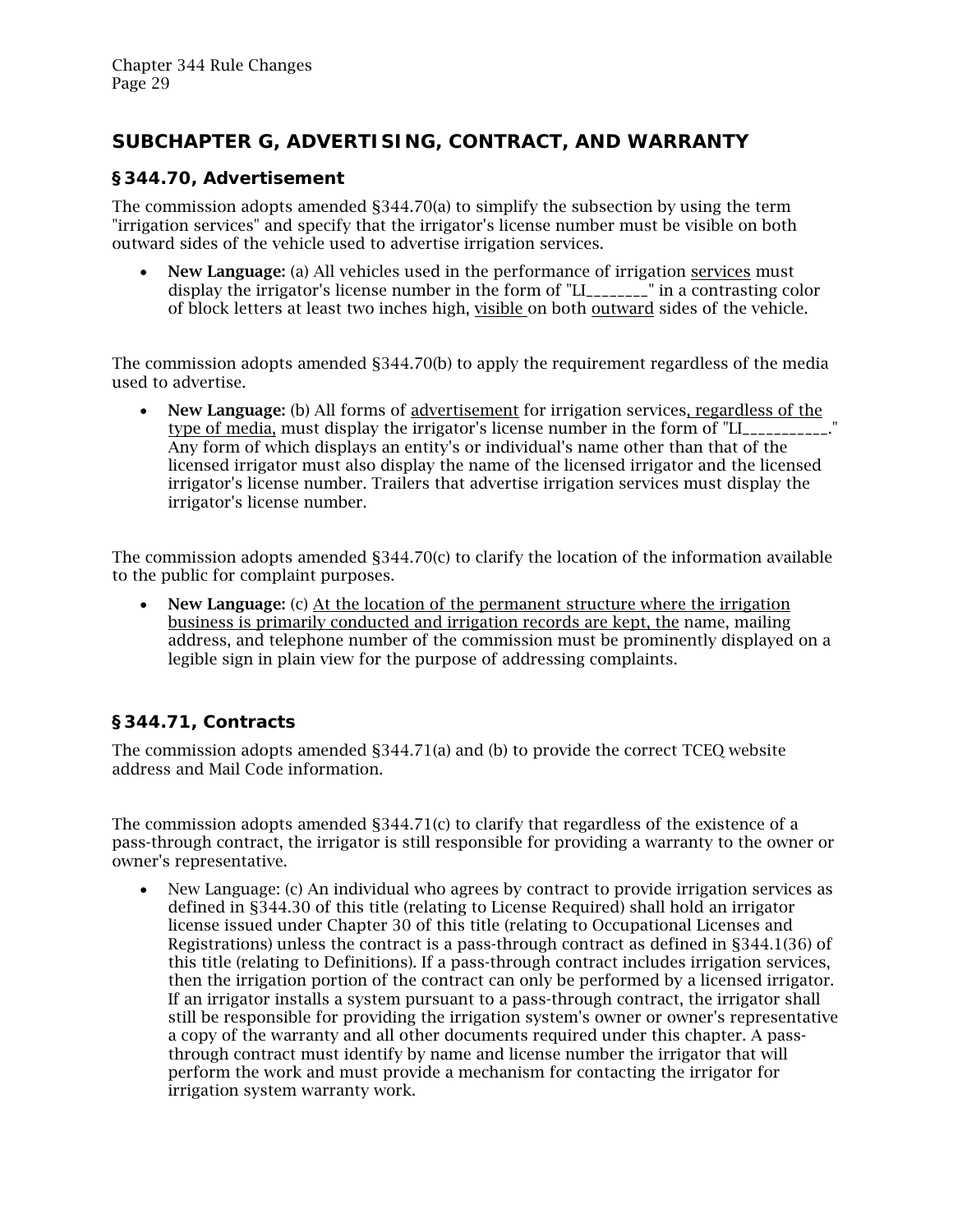## SUBCHAPTER G, ADVERTISING, CONTRACT, AND WARRANTY

### §344.70, Advertisement

The commission adopts amended §344.70(a) to simplify the subsection by using the term "irrigation services" and specify that the irrigator's license number must be visible on both outward sides of the vehicle used to advertise irrigation services.

- **New Language:** (a) All vehicles used in the performance of irrigation <u>services</u> must display the irrigator's license number in the form of "LI________" in a contrasting color of block letters at least two inches high, <u>visible</u> on both <u>outward</u> sides of the vehicle.

The commission adopts amended §344.70(b) to apply the requirement regardless of the media used to advertise.

- **New Language:** (b) All forms of <u>advertisement</u> for irrigation services<u>, regardless of the type of media,</u> must display the irrigator's license number in the form of "LI___________." Any form of which displays an entity's or individual's name other than that of the licensed irrigator must also display the name of the licensed irrigator and the licensed irrigator's license number. Trailers that advertise irrigation services must display the irrigator's license number.

The commission adopts amended §344.70(c) to clarify the location of the information available to the public for complaint purposes.

- **New Language:** (c) <u>At the location of the permanent structure where the irrigation business is primarily conducted and irrigation records are kept, the</u> name, mailing address, and telephone number of the commission must be prominently displayed on a legible sign in plain view for the purpose of addressing complaints.

### §344.71, Contracts

The commission adopts amended §344.71(a) and (b) to provide the correct TCEQ website address and Mail Code information.

The commission adopts amended §344.71(c) to clarify that regardless of the existence of a pass-through contract, the irrigator is still responsible for providing a warranty to the owner or owner's representative.

- New Language: (c) An individual who agrees by contract to provide irrigation services as defined in §344.30 of this title (relating to License Required) shall hold an irrigator license issued under Chapter 30 of this title (relating to Occupational Licenses and Registrations) unless the contract is a pass-through contract as defined in §344.1(36) of this title (relating to Definitions). If a pass-through contract includes irrigation services, then the irrigation portion of the contract can only be performed by a licensed irrigator. If an irrigator installs a system pursuant to a pass-through contract, the irrigator shall still be responsible for providing the irrigation system's owner or owner's representative a copy of the warranty and all other documents required under this chapter. A pass-through contract must identify by name and license number the irrigator that will perform the work and must provide a mechanism for contacting the irrigator for irrigation system warranty work.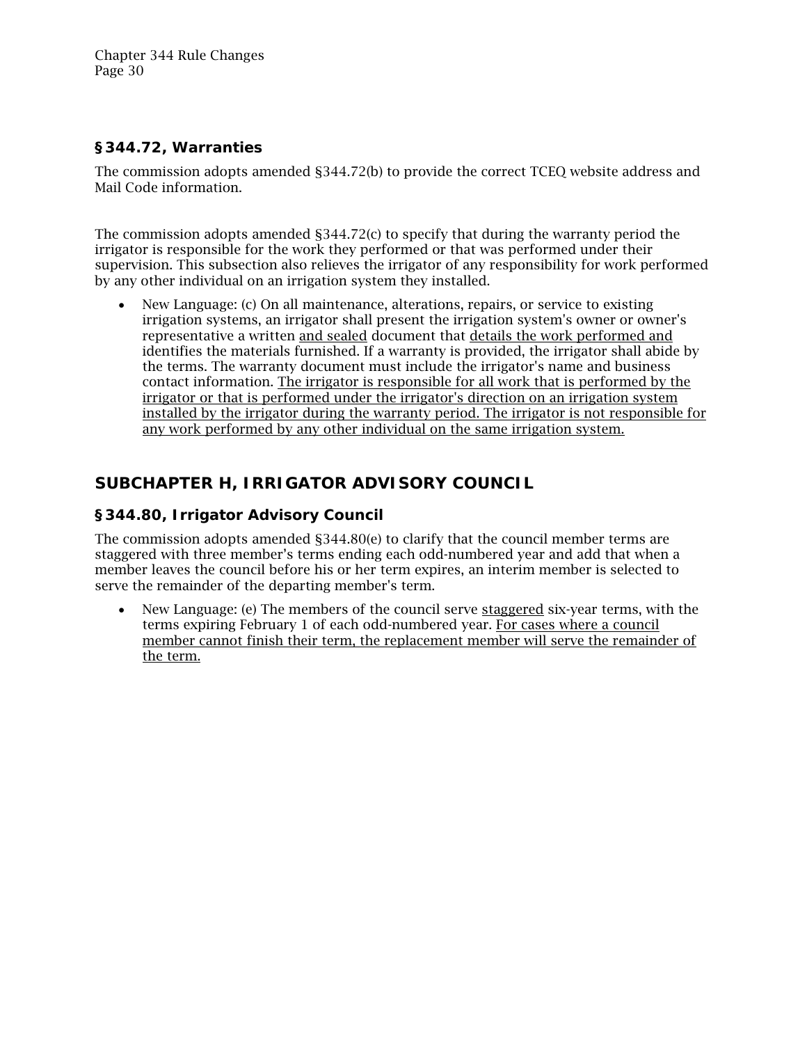### §344.72, Warranties

The commission adopts amended §344.72(b) to provide the correct TCEQ website address and Mail Code information.

The commission adopts amended §344.72(c) to specify that during the warranty period the irrigator is responsible for the work they performed or that was performed under their supervision. This subsection also relieves the irrigator of any responsibility for work performed by any other individual on an irrigation system they installed.

- New Language: (c) On all maintenance, alterations, repairs, or service to existing irrigation systems, an irrigator shall present the irrigation system's owner or owner's representative a written <u>and sealed</u> document that <u>details the work performed and</u> identifies the materials furnished. If a warranty is provided, the irrigator shall abide by the terms. The warranty document must include the irrigator's name and business contact information. <u>The irrigator is responsible for all work that is performed by the irrigator or that is performed under the irrigator's direction on an irrigation system installed by the irrigator during the warranty period. The irrigator is not responsible for any work performed by any other individual on the same irrigation system.</u>

## SUBCHAPTER H, IRRIGATOR ADVISORY COUNCIL

### §344.80, Irrigator Advisory Council

The commission adopts amended §344.80(e) to clarify that the council member terms are staggered with three member's terms ending each odd-numbered year and add that when a member leaves the council before his or her term expires, an interim member is selected to serve the remainder of the departing member's term.

- New Language: (e) The members of the council serve <u>staggered</u> six-year terms, with the terms expiring February 1 of each odd-numbered year. <u>For cases where a council member cannot finish their term, the replacement member will serve the remainder of the term.</u>